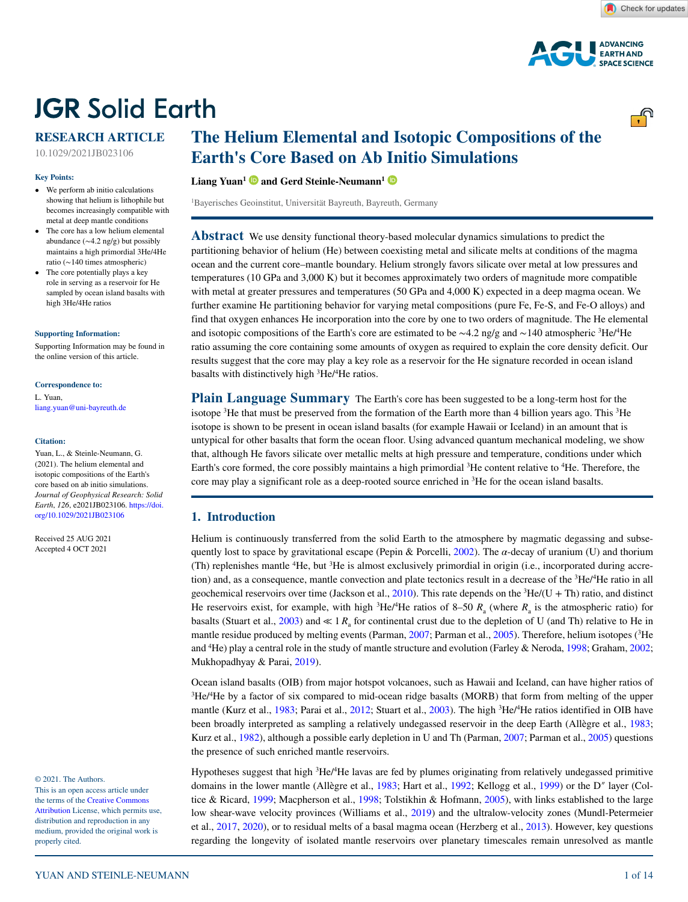JGR Solid Earth

RESEARCH ARTICLE

10.1029/2021JB023106

# The Helium Elemental and Isotopic Compositions of the Earth's Core Based on Ab Initio Simulations

**Liang Yuan[1] and Gerd Steinle-Neumann[1]**

[1]Bayerisches Geoinstitut, Universität Bayreuth, Bayreuth, Germany

**Key Points:**

- We perform ab initio calculations showing that helium is lithophile but becomes increasingly compatible with metal at deep magma ocean conditions
- The core has a low helium elemental abundance (~4.2 ng/g) but possibly maintains a high primordial 3He/4He ratio (~140 times atmospheric)
- The core potentially plays a key role in serving as a reservoir for He sampled by ocean island basalts with high 3He/4He ratios

**Supporting Information:**

Supporting Information may be found in the online version of this article.

**Correspondence to:**

L. Yuan,
liang.yuan@uni-bayreuth.de

**Citation:**

Yuan, L., & Steinle-Neumann, G. (2021). The helium elemental and isotopic compositions of the Earth's core based on ab initio simulations. *Journal of Geophysical Research: Solid Earth*, *126*, e2021JB023106. https://doi.org/10.1029/2021JB023106

Received 25 AUG 2021
Accepted 4 OCT 2021

© 2021. The Authors.
This is an open access article under the terms of the Creative Commons Attribution License, which permits use, distribution and reproduction in any medium, provided the original work is properly cited.

## Abstract

We use density functional theory-based molecular dynamics simulations to predict the partitioning behavior of helium (He) between coexisting metal and silicate melts at conditions of the magma ocean and the current core–mantle boundary. Helium strongly favors silicate over metal at low pressures and temperatures (10 GPa and 3,000 K) but it becomes approximately two orders of magnitude more compatible with metal at greater pressures and temperatures (50 GPa and 4,000 K) expected in a deep magma ocean. We further examine He partitioning behavior for varying metal compositions (pure Fe, Fe-S, and Fe-O alloys) and find that oxygen enhances He incorporation into the core by one to two orders of magnitude. The He elemental and isotopic compositions of the Earth's core are estimated to be ~4.2 ng/g and ~140 atmospheric $^3$He/$^4$He ratio assuming the core containing some amounts of oxygen as required to explain the core density deficit. Our results suggest that the core may play a key role as a reservoir for the He signature recorded in ocean island basalts with distinctively high $^3$He/$^4$He ratios.

## Plain Language Summary

The Earth's core has been suggested to be a long-term host for the isotope $^3$He that must be preserved from the formation of the Earth more than 4 billion years ago. This $^3$He isotope is shown to be present in ocean island basalts (for example Hawaii or Iceland) in an amount that is untypical for other basalts that form the ocean floor. Using advanced quantum mechanical modeling, we show that, although He favors silicate over metallic melts at high pressure and temperature, conditions under which Earth's core formed, the core possibly maintains a high primordial $^3$He content relative to $^4$He. Therefore, the core may play a significant role as a deep-rooted source enriched in $^3$He for the ocean island basalts.

## 1. Introduction

Helium is continuously transferred from the solid Earth to the atmosphere by magmatic degassing and subsequently lost to space by gravitational escape (Pepin & Porcelli, 2002). The $\alpha$-decay of uranium (U) and thorium (Th) replenishes mantle $^4$He, but $^3$He is almost exclusively primordial in origin (i.e., incorporated during accretion) and, as a consequence, mantle convection and plate tectonics result in a decrease of the $^3$He/$^4$He ratio in all geochemical reservoirs over time (Jackson et al., 2010). This rate depends on the $^3$He/(U + Th) ratio, and distinct He reservoirs exist, for example, with high $^3$He/$^4$He ratios of 8–50 $R_a$ (where $R_a$ is the atmospheric ratio) for basalts (Stuart et al., 2003) and $\ll 1\ R_a$ for continental crust due to the depletion of U (and Th) relative to He in mantle residue produced by melting events (Parman, 2007; Parman et al., 2005). Therefore, helium isotopes ($^3$He and $^4$He) play a central role in the study of mantle structure and evolution (Farley & Neroda, 1998; Graham, 2002; Mukhopadhyay & Parai, 2019).

Ocean island basalts (OIB) from major hotspot volcanoes, such as Hawaii and Iceland, can have higher ratios of $^3$He/$^4$He by a factor of six compared to mid-ocean ridge basalts (MORB) that form from melting of the upper mantle (Kurz et al., 1983; Parai et al., 2012; Stuart et al., 2003). The high $^3$He/$^4$He ratios identified in OIB have been broadly interpreted as sampling a relatively undegassed reservoir in the deep Earth (Allègre et al., 1983; Kurz et al., 1982), although a possible early depletion in U and Th (Parman, 2007; Parman et al., 2005) questions the presence of such enriched mantle reservoirs.

Hypotheses suggest that high $^3$He/$^4$He lavas are fed by plumes originating from relatively undegassed primitive domains in the lower mantle (Allègre et al., 1983; Hart et al., 1992; Kellogg et al., 1999) or the D″ layer (Coltice & Ricard, 1999; Macpherson et al., 1998; Tolstikhin & Hofmann, 2005), with links established to the large low shear-wave velocity provinces (Williams et al., 2019) and the ultralow-velocity zones (Mundl-Petermeier et al., 2017, 2020), or to residual melts of a basal magma ocean (Herzberg et al., 2013). However, key questions regarding the longevity of isolated mantle reservoirs over planetary timescales remain unresolved as mantle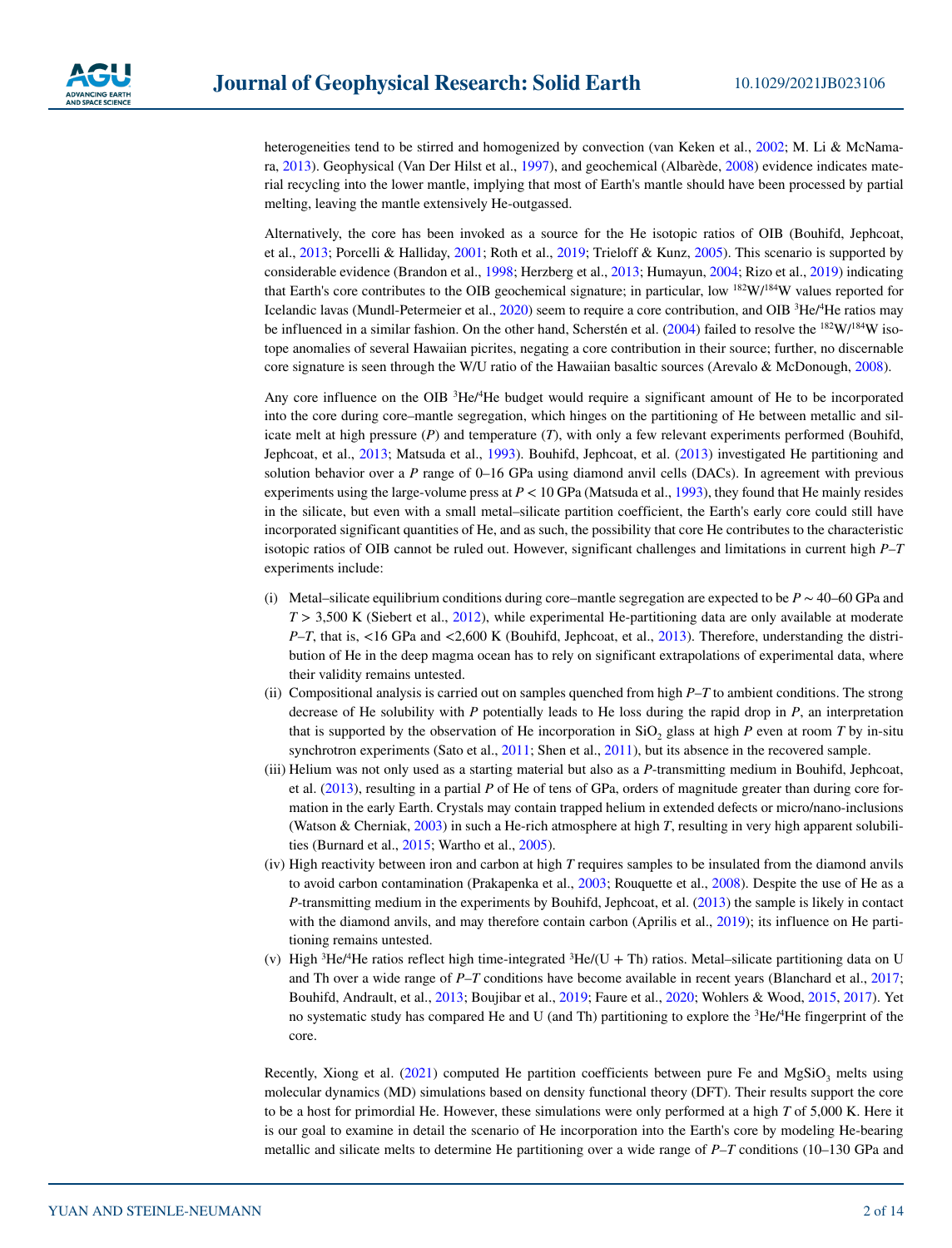heterogeneities tend to be stirred and homogenized by convection (van Keken et al., 2002; M. Li & McNamara, 2013). Geophysical (Van Der Hilst et al., 1997), and geochemical (Albarède, 2008) evidence indicates material recycling into the lower mantle, implying that most of Earth's mantle should have been processed by partial melting, leaving the mantle extensively He-outgassed.

Alternatively, the core has been invoked as a source for the He isotopic ratios of OIB (Bouhifd, Jephcoat, et al., 2013; Porcelli & Halliday, 2001; Roth et al., 2019; Trieloff & Kunz, 2005). This scenario is supported by considerable evidence (Brandon et al., 1998; Herzberg et al., 2013; Humayun, 2004; Rizo et al., 2019) indicating that Earth's core contributes to the OIB geochemical signature; in particular, low $^{182}W/^{184}W$ values reported for Icelandic lavas (Mundl-Petermeier et al., 2020) seem to require a core contribution, and OIB $^{3}He/^{4}He$ ratios may be influenced in a similar fashion. On the other hand, Scherstén et al. (2004) failed to resolve the $^{182}W/^{184}W$ isotope anomalies of several Hawaiian picrites, negating a core contribution in their source; further, no discernable core signature is seen through the W/U ratio of the Hawaiian basaltic sources (Arevalo & McDonough, 2008).

Any core influence on the OIB $^{3}He/^{4}He$ budget would require a significant amount of He to be incorporated into the core during core–mantle segregation, which hinges on the partitioning of He between metallic and silicate melt at high pressure ($P$) and temperature ($T$), with only a few relevant experiments performed (Bouhifd, Jephcoat, et al., 2013; Matsuda et al., 1993). Bouhifd, Jephcoat, et al. (2013) investigated He partitioning and solution behavior over a $P$ range of 0–16 GPa using diamond anvil cells (DACs). In agreement with previous experiments using the large-volume press at $P < 10$ GPa (Matsuda et al., 1993), they found that He mainly resides in the silicate, but even with a small metal–silicate partition coefficient, the Earth's early core could still have incorporated significant quantities of He, and as such, the possibility that core He contributes to the characteristic isotopic ratios of OIB cannot be ruled out. However, significant challenges and limitations in current high $P$–$T$ experiments include:

(i) Metal–silicate equilibrium conditions during core–mantle segregation are expected to be $P \sim 40$–60 GPa and $T > 3{,}500$ K (Siebert et al., 2012), while experimental He-partitioning data are only available at moderate $P$–$T$, that is, <16 GPa and <2,600 K (Bouhifd, Jephcoat, et al., 2013). Therefore, understanding the distribution of He in the deep magma ocean has to rely on significant extrapolations of experimental data, where their validity remains untested.

(ii) Compositional analysis is carried out on samples quenched from high $P$–$T$ to ambient conditions. The strong decrease of He solubility with $P$ potentially leads to He loss during the rapid drop in $P$, an interpretation that is supported by the observation of He incorporation in $SiO_2$ glass at high $P$ even at room $T$ by in-situ synchrotron experiments (Sato et al., 2011; Shen et al., 2011), but its absence in the recovered sample.

(iii) Helium was not only used as a starting material but also as a $P$-transmitting medium in Bouhifd, Jephcoat, et al. (2013), resulting in a partial $P$ of He of tens of GPa, orders of magnitude greater than during core formation in the early Earth. Crystals may contain trapped helium in extended defects or micro/nano-inclusions (Watson & Cherniak, 2003) in such a He-rich atmosphere at high $T$, resulting in very high apparent solubilities (Burnard et al., 2015; Wartho et al., 2005).

(iv) High reactivity between iron and carbon at high $T$ requires samples to be insulated from the diamond anvils to avoid carbon contamination (Prakapenka et al., 2003; Rouquette et al., 2008). Despite the use of He as a $P$-transmitting medium in the experiments by Bouhifd, Jephcoat, et al. (2013) the sample is likely in contact with the diamond anvils, and may therefore contain carbon (Aprilis et al., 2019); its influence on He partitioning remains untested.

(v) High $^{3}He/^{4}He$ ratios reflect high time-integrated $^{3}He/(U + Th)$ ratios. Metal–silicate partitioning data on U and Th over a wide range of $P$–$T$ conditions have become available in recent years (Blanchard et al., 2017; Bouhifd, Andrault, et al., 2013; Boujibar et al., 2019; Faure et al., 2020; Wohlers & Wood, 2015, 2017). Yet no systematic study has compared He and U (and Th) partitioning to explore the $^{3}He/^{4}He$ fingerprint of the core.

Recently, Xiong et al. (2021) computed He partition coefficients between pure Fe and $MgSiO_3$ melts using molecular dynamics (MD) simulations based on density functional theory (DFT). Their results support the core to be a host for primordial He. However, these simulations were only performed at a high $T$ of 5,000 K. Here it is our goal to examine in detail the scenario of He incorporation into the Earth's core by modeling He-bearing metallic and silicate melts to determine He partitioning over a wide range of $P$–$T$ conditions (10–130 GPa and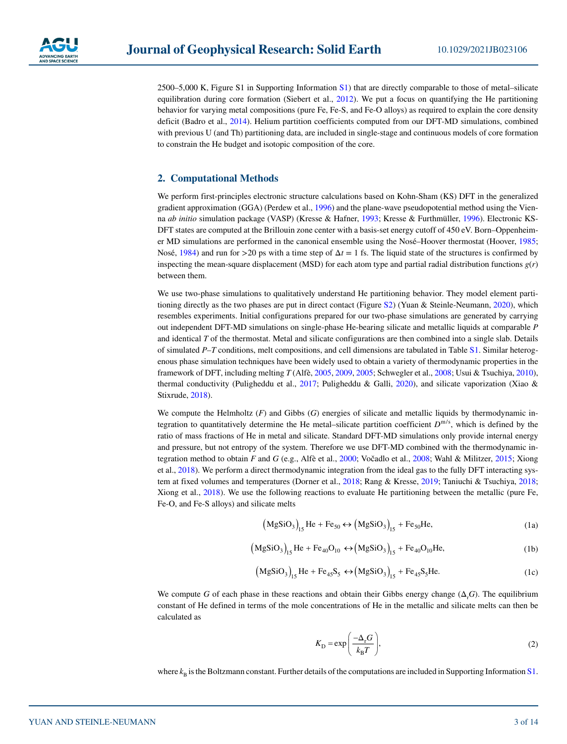2500–5,000 K, Figure S1 in Supporting Information S1) that are directly comparable to those of metal–silicate equilibration during core formation (Siebert et al., 2012). We put a focus on quantifying the He partitioning behavior for varying metal compositions (pure Fe, Fe-S, and Fe-O alloys) as required to explain the core density deficit (Badro et al., 2014). Helium partition coefficients computed from our DFT-MD simulations, combined with previous U (and Th) partitioning data, are included in single-stage and continuous models of core formation to constrain the He budget and isotopic composition of the core.

## 2. Computational Methods

We perform first-principles electronic structure calculations based on Kohn-Sham (KS) DFT in the generalized gradient approximation (GGA) (Perdew et al., 1996) and the plane-wave pseudopotential method using the Vienna *ab initio* simulation package (VASP) (Kresse & Hafner, 1993; Kresse & Furthmüller, 1996). Electronic KS-DFT states are computed at the Brillouin zone center with a basis-set energy cutoff of 450 eV. Born–Oppenheimer MD simulations are performed in the canonical ensemble using the Nosé–Hoover thermostat (Hoover, 1985; Nosé, 1984) and run for >20 ps with a time step of $\Delta t = 1$ fs. The liquid state of the structures is confirmed by inspecting the mean-square displacement (MSD) for each atom type and partial radial distribution functions $g(r)$ between them.

We use two-phase simulations to qualitatively understand He partitioning behavior. They model element partitioning directly as the two phases are put in direct contact (Figure S2) (Yuan & Steinle-Neumann, 2020), which resembles experiments. Initial configurations prepared for our two-phase simulations are generated by carrying out independent DFT-MD simulations on single-phase He-bearing silicate and metallic liquids at comparable $P$ and identical $T$ of the thermostat. Metal and silicate configurations are then combined into a single slab. Details of simulated $P$–$T$ conditions, melt compositions, and cell dimensions are tabulated in Table S1. Similar heterogenous phase simulation techniques have been widely used to obtain a variety of thermodynamic properties in the framework of DFT, including melting $T$ (Alfè, 2005, 2009, 2005; Schwegler et al., 2008; Usui & Tsuchiya, 2010), thermal conductivity (Puligheddu et al., 2017; Puligheddu & Galli, 2020), and silicate vaporization (Xiao & Stixrude, 2018).

We compute the Helmholtz ($F$) and Gibbs ($G$) energies of silicate and metallic liquids by thermodynamic integration to quantitatively determine the He metal–silicate partition coefficient $D^{m/s}$, which is defined by the ratio of mass fractions of He in metal and silicate. Standard DFT-MD simulations only provide internal energy and pressure, but not entropy of the system. Therefore we use DFT-MD combined with the thermodynamic integration method to obtain $F$ and $G$ (e.g., Alfè et al., 2000; Vočadlo et al., 2008; Wahl & Militzer, 2015; Xiong et al., 2018). We perform a direct thermodynamic integration from the ideal gas to the fully DFT interacting system at fixed volumes and temperatures (Dorner et al., 2018; Rang & Kresse, 2019; Taniuchi & Tsuchiya, 2018; Xiong et al., 2018). We use the following reactions to evaluate He partitioning between the metallic (pure Fe, Fe-O, and Fe-S alloys) and silicate melts

$$\left(\mathrm{MgSiO_3}\right)_{15}\mathrm{He} + \mathrm{Fe_{50}} \leftrightarrow \left(\mathrm{MgSiO_3}\right)_{15} + \mathrm{Fe_{50}He}, \tag{1a}$$

$$\left(\mathrm{MgSiO_3}\right)_{15}\mathrm{He} + \mathrm{Fe_{40}O_{10}} \leftrightarrow \left(\mathrm{MgSiO_3}\right)_{15} + \mathrm{Fe_{40}O_{10}He}, \tag{1b}$$

$$\left(\mathrm{MgSiO_3}\right)_{15}\mathrm{He} + \mathrm{Fe_{45}S_5} \leftrightarrow \left(\mathrm{MgSiO_3}\right)_{15} + \mathrm{Fe_{45}S_5He}. \tag{1c}$$

We compute $G$ of each phase in these reactions and obtain their Gibbs energy change ($\Delta_r G$). The equilibrium constant of He defined in terms of the mole concentrations of He in the metallic and silicate melts can then be calculated as

$$K_D = \exp\left(\frac{-\Delta_r G}{k_B T}\right), \tag{2}$$

where $k_B$ is the Boltzmann constant. Further details of the computations are included in Supporting Information S1.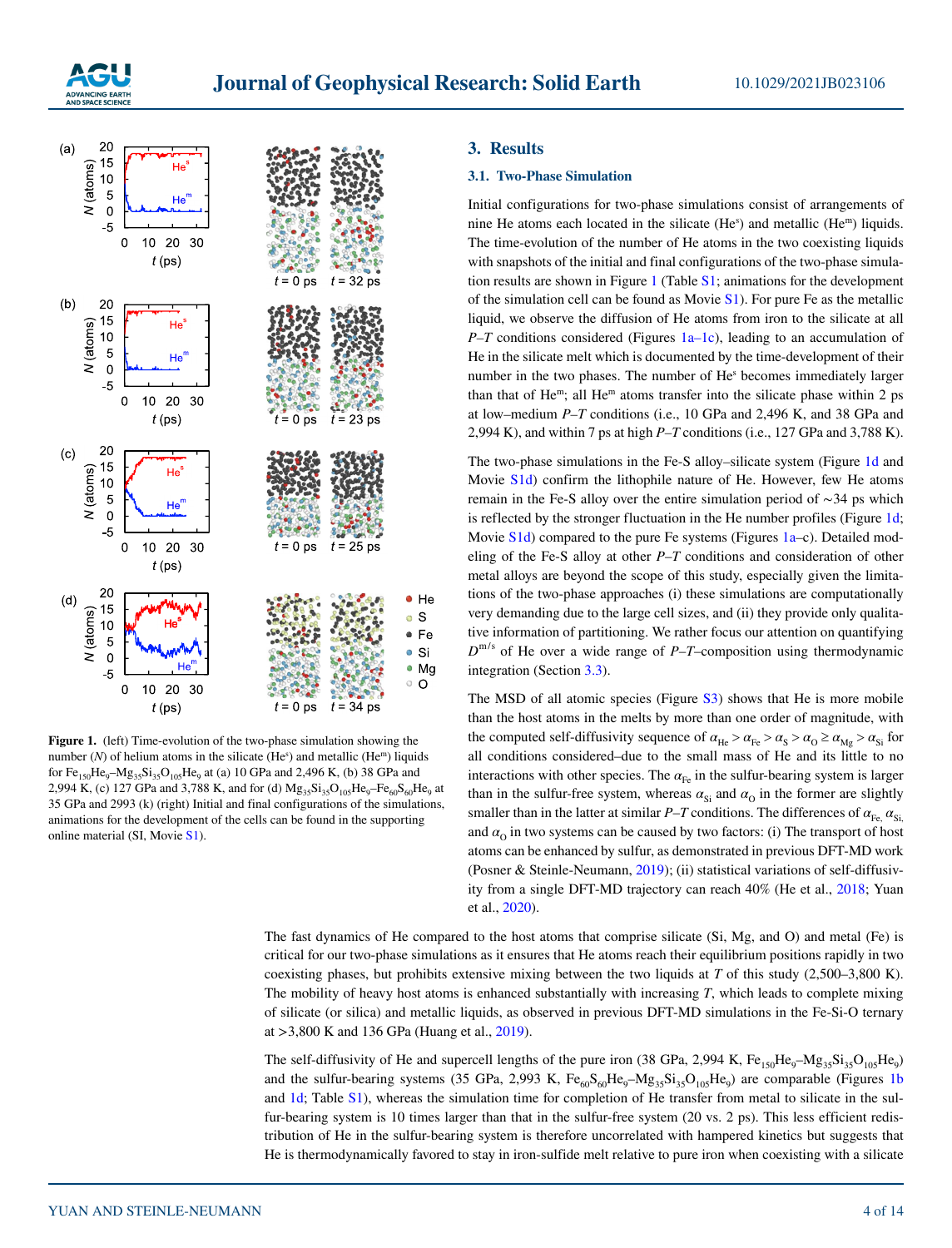Figure 1. (left) Time-evolution of the two-phase simulation showing the number ($N$) of helium atoms in the silicate ($He^s$) and metallic ($He^m$) liquids for $Fe_{150}He_9$–$Mg_{35}Si_{35}O_{105}He_9$ at (a) 10 GPa and 2,496 K, (b) 38 GPa and 2,994 K, (c) 127 GPa and 3,788 K, and for (d) $Mg_{35}Si_{35}O_{105}He_9$–$Fe_{60}S_{60}He_9$ at 35 GPa and 2993 (k) (right) Initial and final configurations of the simulations, animations for the development of the cells can be found in the supporting online material (SI, Movie S1).

## 3. Results

### 3.1. Two-Phase Simulation

Initial configurations for two-phase simulations consist of arrangements of nine He atoms each located in the silicate ($He^s$) and metallic ($He^m$) liquids. The time-evolution of the number of He atoms in the two coexisting liquids with snapshots of the initial and final configurations of the two-phase simulation results are shown in Figure 1 (Table S1; animations for the development of the simulation cell can be found as Movie S1). For pure Fe as the metallic liquid, we observe the diffusion of He atoms from iron to the silicate at all $P$–$T$ conditions considered (Figures 1a–1c), leading to an accumulation of He in the silicate melt which is documented by the time-development of their number in the two phases. The number of $He^s$ becomes immediately larger than that of $He^m$; all $He^m$ atoms transfer into the silicate phase within 2 ps at low–medium $P$–$T$ conditions (i.e., 10 GPa and 2,496 K, and 38 GPa and 2,994 K), and within 7 ps at high $P$–$T$ conditions (i.e., 127 GPa and 3,788 K).

The two-phase simulations in the Fe-S alloy–silicate system (Figure 1d and Movie S1d) confirm the lithophile nature of He. However, few He atoms remain in the Fe-S alloy over the entire simulation period of ∼34 ps which is reflected by the stronger fluctuation in the He number profiles (Figure 1d; Movie S1d) compared to the pure Fe systems (Figures 1a–c). Detailed modeling of the Fe-S alloy at other $P$–$T$ conditions and consideration of other metal alloys are beyond the scope of this study, especially given the limitations of the two-phase approaches (i) these simulations are computationally very demanding due to the large cell sizes, and (ii) they provide only qualitative information of partitioning. We rather focus our attention on quantifying $D^{m/s}$ of He over a wide range of $P$–$T$–composition using thermodynamic integration (Section 3.3).

The MSD of all atomic species (Figure S3) shows that He is more mobile than the host atoms in the melts by more than one order of magnitude, with the computed self-diffusivity sequence of $\alpha_{He} > \alpha_{Fe} > \alpha_S > \alpha_O \geq \alpha_{Mg} > \alpha_{Si}$ for all conditions considered–due to the small mass of He and its little to no interactions with other species. The $\alpha_{Fe}$ in the sulfur-bearing system is larger than in the sulfur-free system, whereas $\alpha_{Si}$ and $\alpha_O$ in the former are slightly smaller than in the latter at similar $P$–$T$ conditions. The differences of $\alpha_{Fe}$, $\alpha_{Si}$, and $\alpha_O$ in two systems can be caused by two factors: (i) The transport of host atoms can be enhanced by sulfur, as demonstrated in previous DFT-MD work (Posner & Steinle-Neumann, 2019); (ii) statistical variations of self-diffusivity from a single DFT-MD trajectory can reach 40% (He et al., 2018; Yuan et al., 2020).

The fast dynamics of He compared to the host atoms that comprise silicate (Si, Mg, and O) and metal (Fe) is critical for our two-phase simulations as it ensures that He atoms reach their equilibrium positions rapidly in two coexisting phases, but prohibits extensive mixing between the two liquids at $T$ of this study (2,500–3,800 K). The mobility of heavy host atoms is enhanced substantially with increasing $T$, which leads to complete mixing of silicate (or silica) and metallic liquids, as observed in previous DFT-MD simulations in the Fe-Si-O ternary at >3,800 K and 136 GPa (Huang et al., 2019).

The self-diffusivity of He and supercell lengths of the pure iron (38 GPa, 2,994 K, $Fe_{150}He_9$–$Mg_{35}Si_{35}O_{105}He_9$) and the sulfur-bearing systems (35 GPa, 2,993 K, $Fe_{60}S_{60}He_9$–$Mg_{35}Si_{35}O_{105}He_9$) are comparable (Figures 1b and 1d; Table S1), whereas the simulation time for completion of He transfer from metal to silicate in the sulfur-bearing system is 10 times larger than that in the sulfur-free system (20 vs. 2 ps). This less efficient redistribution of He in the sulfur-bearing system is therefore uncorrelated with hampered kinetics but suggests that He is thermodynamically favored to stay in iron-sulfide melt relative to pure iron when coexisting with a silicate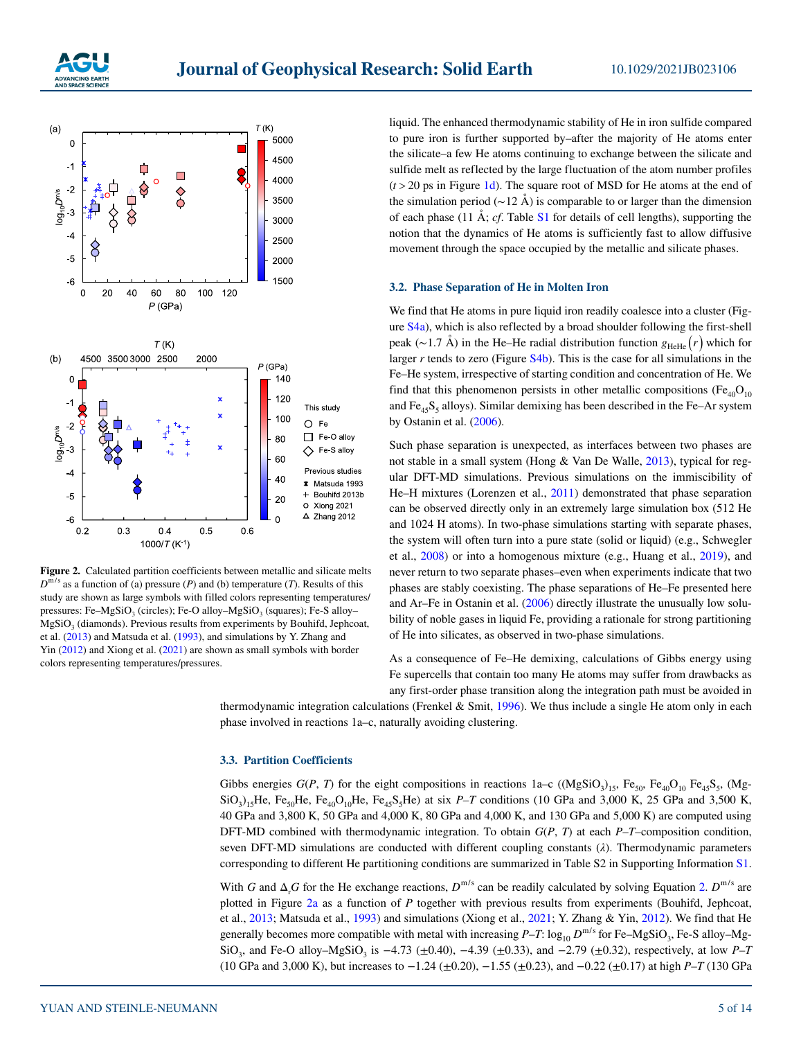**Figure 2.** Calculated partition coefficients between metallic and silicate melts $D^{\mathrm{m/s}}$ as a function of (a) pressure ($P$) and (b) temperature ($T$). Results of this study are shown as large symbols with filled colors representing temperatures/pressures: Fe–$MgSiO_3$ (circles); Fe-O alloy–$MgSiO_3$ (squares); Fe-S alloy–$MgSiO_3$ (diamonds). Previous results from experiments by Bouhifd, Jephcoat, et al. (2013) and Matsuda et al. (1993), and simulations by Y. Zhang and Yin (2012) and Xiong et al. (2021) are shown as small symbols with border colors representing temperatures/pressures.

liquid. The enhanced thermodynamic stability of He in iron sulfide compared to pure iron is further supported by–after the majority of He atoms enter the silicate–a few He atoms continuing to exchange between the silicate and sulfide melt as reflected by the large fluctuation of the atom number profiles ($t > 20$ ps in Figure 1d). The square root of MSD for He atoms at the end of the simulation period (∼12 Å) is comparable to or larger than the dimension of each phase (11 Å; *cf*. Table S1 for details of cell lengths), supporting the notion that the dynamics of He atoms is sufficiently fast to allow diffusive movement through the space occupied by the metallic and silicate phases.

### 3.2. Phase Separation of He in Molten Iron

We find that He atoms in pure liquid iron readily coalesce into a cluster (Figure S4a), which is also reflected by a broad shoulder following the first-shell peak (∼1.7 Å) in the He–He radial distribution function $g_{\mathrm{HeHe}}(r)$ which for larger $r$ tends to zero (Figure S4b). This is the case for all simulations in the Fe–He system, irrespective of starting condition and concentration of He. We find that this phenomenon persists in other metallic compositions ($Fe_{40}O_{10}$ and $Fe_{45}S_5$ alloys). Similar demixing has been described in the Fe–Ar system by Ostanin et al. (2006).

Such phase separation is unexpected, as interfaces between two phases are not stable in a small system (Hong & Van De Walle, 2013), typical for regular DFT-MD simulations. Previous simulations on the immiscibility of He–H mixtures (Lorenzen et al., 2011) demonstrated that phase separation can be observed directly only in an extremely large simulation box (512 He and 1024 H atoms). In two-phase simulations starting with separate phases, the system will often turn into a pure state (solid or liquid) (e.g., Schwegler et al., 2008) or into a homogenous mixture (e.g., Huang et al., 2019), and never return to two separate phases–even when experiments indicate that two phases are stably coexisting. The phase separations of He–Fe presented here and Ar–Fe in Ostanin et al. (2006) directly illustrate the unusually low solubility of noble gases in liquid Fe, providing a rationale for strong partitioning of He into silicates, as observed in two-phase simulations.

As a consequence of Fe–He demixing, calculations of Gibbs energy using Fe supercells that contain too many He atoms may suffer from drawbacks as any first-order phase transition along the integration path must be avoided in thermodynamic integration calculations (Frenkel & Smit, 1996). We thus include a single He atom only in each phase involved in reactions 1a–c, naturally avoiding clustering.

### 3.3. Partition Coefficients

Gibbs energies $G(P, T)$ for the eight compositions in reactions 1a–c ($(MgSiO_3)_{15}$, $Fe_{50}$, $Fe_{40}O_{10}$ $Fe_{45}S_5$, $(MgSiO_3)_{15}He$, $Fe_{50}He$, $Fe_{40}O_{10}He$, $Fe_{45}S_5He$) at six $P$–$T$ conditions (10 GPa and 3,000 K, 25 GPa and 3,500 K, 40 GPa and 3,800 K, 50 GPa and 4,000 K, 80 GPa and 4,000 K, and 130 GPa and 5,000 K) are computed using DFT-MD combined with thermodynamic integration. To obtain $G(P, T)$ at each $P$–$T$–composition condition, seven DFT-MD simulations are conducted with different coupling constants ($\lambda$). Thermodynamic parameters corresponding to different He partitioning conditions are summarized in Table S2 in Supporting Information S1.

With $G$ and $\Delta_r G$ for the He exchange reactions, $D^{\mathrm{m/s}}$ can be readily calculated by solving Equation 2. $D^{\mathrm{m/s}}$ are plotted in Figure 2a as a function of $P$ together with previous results from experiments (Bouhifd, Jephcoat, et al., 2013; Matsuda et al., 1993) and simulations (Xiong et al., 2021; Y. Zhang & Yin, 2012). We find that He generally becomes more compatible with metal with increasing $P$–$T$: $\log_{10} D^{\mathrm{m/s}}$ for Fe–$MgSiO_3$, Fe-S alloy–$MgSiO_3$, and Fe-O alloy–$MgSiO_3$ is −4.73 (±0.40), −4.39 (±0.33), and −2.79 (±0.32), respectively, at low $P$–$T$ (10 GPa and 3,000 K), but increases to −1.24 (±0.20), −1.55 (±0.23), and −0.22 (±0.17) at high $P$–$T$ (130 GPa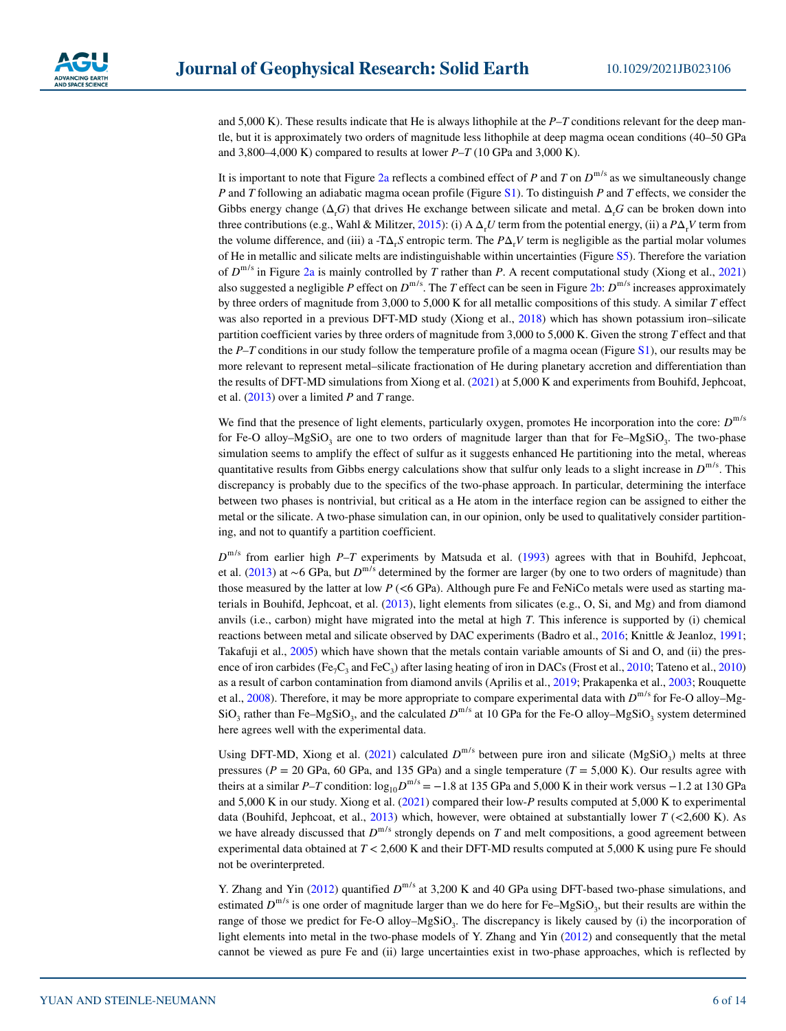and 5,000 K). These results indicate that He is always lithophile at the $P$–$T$ conditions relevant for the deep mantle, but it is approximately two orders of magnitude less lithophile at deep magma ocean conditions (40–50 GPa and 3,800–4,000 K) compared to results at lower $P$–$T$ (10 GPa and 3,000 K).

It is important to note that Figure 2a reflects a combined effect of $P$ and $T$ on $D^{m/s}$ as we simultaneously change $P$ and $T$ following an adiabatic magma ocean profile (Figure S1). To distinguish $P$ and $T$ effects, we consider the Gibbs energy change ($\Delta_r G$) that drives He exchange between silicate and metal. $\Delta_r G$ can be broken down into three contributions (e.g., Wahl & Militzer, 2015): (i) A $\Delta_r U$ term from the potential energy, (ii) a $P\Delta_r V$ term from the volume difference, and (iii) a -$T\Delta_r S$ entropic term. The $P\Delta_r V$ term is negligible as the partial molar volumes of He in metallic and silicate melts are indistinguishable within uncertainties (Figure S5). Therefore the variation of $D^{m/s}$ in Figure 2a is mainly controlled by $T$ rather than $P$. A recent computational study (Xiong et al., 2021) also suggested a negligible $P$ effect on $D^{m/s}$. The $T$ effect can be seen in Figure 2b: $D^{m/s}$ increases approximately by three orders of magnitude from 3,000 to 5,000 K for all metallic compositions of this study. A similar $T$ effect was also reported in a previous DFT-MD study (Xiong et al., 2018) which has shown potassium iron–silicate partition coefficient varies by three orders of magnitude from 3,000 to 5,000 K. Given the strong $T$ effect and that the $P$–$T$ conditions in our study follow the temperature profile of a magma ocean (Figure S1), our results may be more relevant to represent metal–silicate fractionation of He during planetary accretion and differentiation than the results of DFT-MD simulations from Xiong et al. (2021) at 5,000 K and experiments from Bouhifd, Jephcoat, et al. (2013) over a limited $P$ and $T$ range.

We find that the presence of light elements, particularly oxygen, promotes He incorporation into the core: $D^{m/s}$ for Fe-O alloy–$MgSiO_3$ are one to two orders of magnitude larger than that for Fe–$MgSiO_3$. The two-phase simulation seems to amplify the effect of sulfur as it suggests enhanced He partitioning into the metal, whereas quantitative results from Gibbs energy calculations show that sulfur only leads to a slight increase in $D^{m/s}$. This discrepancy is probably due to the specifics of the two-phase approach. In particular, determining the interface between two phases is nontrivial, but critical as a He atom in the interface region can be assigned to either the metal or the silicate. A two-phase simulation can, in our opinion, only be used to qualitatively consider partitioning, and not to quantify a partition coefficient.

$D^{m/s}$ from earlier high $P$–$T$ experiments by Matsuda et al. (1993) agrees with that in Bouhifd, Jephcoat, et al. (2013) at ∼6 GPa, but $D^{m/s}$ determined by the former are larger (by one to two orders of magnitude) than those measured by the latter at low $P$ (<6 GPa). Although pure Fe and FeNiCo metals were used as starting materials in Bouhifd, Jephcoat, et al. (2013), light elements from silicates (e.g., O, Si, and Mg) and from diamond anvils (i.e., carbon) might have migrated into the metal at high $T$. This inference is supported by (i) chemical reactions between metal and silicate observed by DAC experiments (Badro et al., 2016; Knittle & Jeanloz, 1991; Takafuji et al., 2005) which have shown that the metals contain variable amounts of Si and O, and (ii) the presence of iron carbides ($Fe_7C_3$ and $FeC_3$) after lasing heating of iron in DACs (Frost et al., 2010; Tateno et al., 2010) as a result of carbon contamination from diamond anvils (Aprilis et al., 2019; Prakapenka et al., 2003; Rouquette et al., 2008). Therefore, it may be more appropriate to compare experimental data with $D^{m/s}$ for Fe-O alloy–$MgSiO_3$ rather than Fe–$MgSiO_3$, and the calculated $D^{m/s}$ at 10 GPa for the Fe-O alloy–$MgSiO_3$ system determined here agrees well with the experimental data.

Using DFT-MD, Xiong et al. (2021) calculated $D^{m/s}$ between pure iron and silicate ($MgSiO_3$) melts at three pressures ($P$ = 20 GPa, 60 GPa, and 135 GPa) and a single temperature ($T$ = 5,000 K). Our results agree with theirs at a similar $P$–$T$ condition: $\log_{10}D^{m/s} = -1.8$ at 135 GPa and 5,000 K in their work versus $-1.2$ at 130 GPa and 5,000 K in our study. Xiong et al. (2021) compared their low-$P$ results computed at 5,000 K to experimental data (Bouhifd, Jephcoat, et al., 2013) which, however, were obtained at substantially lower $T$ (<2,600 K). As we have already discussed that $D^{m/s}$ strongly depends on $T$ and melt compositions, a good agreement between experimental data obtained at $T$ < 2,600 K and their DFT-MD results computed at 5,000 K using pure Fe should not be overinterpreted.

Y. Zhang and Yin (2012) quantified $D^{m/s}$ at 3,200 K and 40 GPa using DFT-based two-phase simulations, and estimated $D^{m/s}$ is one order of magnitude larger than we do here for Fe–$MgSiO_3$, but their results are within the range of those we predict for Fe-O alloy–$MgSiO_3$. The discrepancy is likely caused by (i) the incorporation of light elements into metal in the two-phase models of Y. Zhang and Yin (2012) and consequently that the metal cannot be viewed as pure Fe and (ii) large uncertainties exist in two-phase approaches, which is reflected by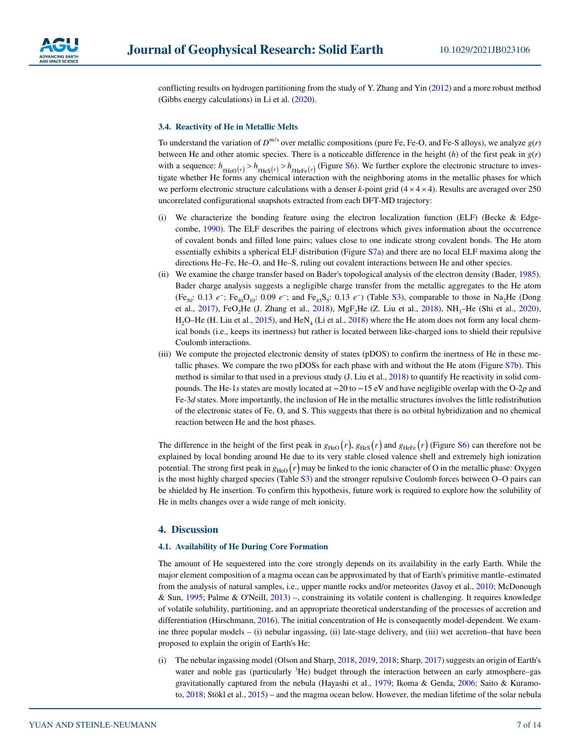conflicting results on hydrogen partitioning from the study of Y. Zhang and Yin (2012) and a more robust method (Gibbs energy calculations) in Li et al. (2020).

### 3.4. Reactivity of He in Metallic Melts

To understand the variation of $D^{m/s}$ over metallic compositions (pure Fe, Fe-O, and Fe-S alloys), we analyze $g(r)$ between He and other atomic species. There is a noticeable difference in the height ($h$) of the first peak in $g(r)$ with a sequence: $h_{g_{HeO}(r)} > h_{g_{HeS}(r)} > h_{g_{HeFe}(r)}$ (Figure S6). We further explore the electronic structure to investigate whether He forms any chemical interaction with the neighboring atoms in the metallic phases for which we perform electronic structure calculations with a denser $k$-point grid ($4 \times 4 \times 4$). Results are averaged over 250 uncorrelated configurational snapshots extracted from each DFT-MD trajectory:

(i) We characterize the bonding feature using the electron localization function (ELF) (Becke & Edgecombe, 1990). The ELF describes the pairing of electrons which gives information about the occurrence of covalent bonds and filled lone pairs; values close to one indicate strong covalent bonds. The He atom essentially exhibits a spherical ELF distribution (Figure S7a) and there are no local ELF maxima along the directions He–Fe, He–O, and He–S, ruling out covalent interactions between He and other species.

(ii) We examine the charge transfer based on Bader's topological analysis of the electron density (Bader, 1985). Bader charge analysis suggests a negligible charge transfer from the metallic aggregates to the He atom ($Fe_{50}$: 0.13 $e^-$; $Fe_{40}O_{10}$: 0.09 $e^-$; and $Fe_{45}S_5$: 0.13 $e^-$) (Table S3), comparable to those in $Na_2He$ (Dong et al., 2017), $FeO_2He$ (J. Zhang et al., 2018), $MgF_2He$ (Z. Liu et al., 2018), $NH_3$–He (Shi et al., 2020), $H_2O$–He (H. Liu et al., 2015), and $HeN_4$ (Li et al., 2018) where the He atom does not form any local chemical bonds (i.e., keeps its inertness) but rather is located between like-charged ions to shield their repulsive Coulomb interactions.

(iii) We compute the projected electronic density of states (pDOS) to confirm the inertness of He in these metallic phases. We compare the two pDOSs for each phase with and without the He atom (Figure S7b). This method is similar to that used in a previous study (J. Liu et al., 2018) to quantify He reactivity in solid compounds. The He-1$s$ states are mostly located at −20 to −15 eV and have negligible overlap with the O-2$p$ and Fe-3$d$ states. More importantly, the inclusion of He in the metallic structures involves the little redistribution of the electronic states of Fe, O, and S. This suggests that there is no orbital hybridization and no chemical reaction between He and the host phases.

The difference in the height of the first peak in $g_{HeO}(r)$, $g_{HeS}(r)$ and $g_{HeFe}(r)$ (Figure S6) can therefore not be explained by local bonding around He due to its very stable closed valence shell and extremely high ionization potential. The strong first peak in $g_{HeO}(r)$ may be linked to the ionic character of O in the metallic phase: Oxygen is the most highly charged species (Table S3) and the stronger repulsive Coulomb forces between O–O pairs can be shielded by He insertion. To confirm this hypothesis, future work is required to explore how the solubility of He in melts changes over a wide range of melt ionicity.

## 4. Discussion

### 4.1. Availability of He During Core Formation

The amount of He sequestered into the core strongly depends on its availability in the early Earth. While the major element composition of a magma ocean can be approximated by that of Earth's primitive mantle–estimated from the analysis of natural samples, i.e., upper mantle rocks and/or meteorites (Javoy et al., 2010; McDonough & Sun, 1995; Palme & O'Neill, 2013) –, constraining its volatile content is challenging. It requires knowledge of volatile solubility, partitioning, and an appropriate theoretical understanding of the processes of accretion and differentiation (Hirschmann, 2016). The initial concentration of He is consequently model-dependent. We examine three popular models – (i) nebular ingassing, (ii) late-stage delivery, and (iii) wet accretion–that have been proposed to explain the origin of Earth's He:

(i) The nebular ingassing model (Olson and Sharp, 2018, 2019, 2018; Sharp, 2017) suggests an origin of Earth's water and noble gas (particularly $^3$He) budget through the interaction between an early atmosphere–gas gravitationally captured from the nebula (Hayashi et al., 1979; Ikoma & Genda, 2006; Saito & Kuramoto, 2018; Stökl et al., 2015) – and the magma ocean below. However, the median lifetime of the solar nebula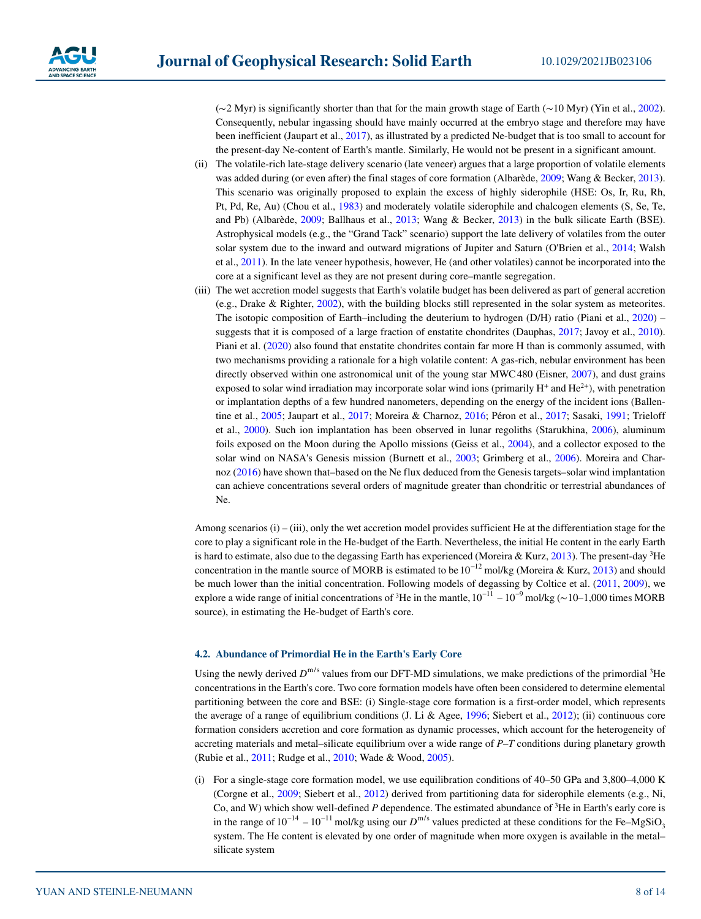(~2 Myr) is significantly shorter than that for the main growth stage of Earth (~10 Myr) (Yin et al., 2002). Consequently, nebular ingassing should have mainly occurred at the embryo stage and therefore may have been inefficient (Jaupart et al., 2017), as illustrated by a predicted Ne-budget that is too small to account for the present-day Ne-content of Earth's mantle. Similarly, He would not be present in a significant amount.

(ii) The volatile-rich late-stage delivery scenario (late veneer) argues that a large proportion of volatile elements was added during (or even after) the final stages of core formation (Albarède, 2009; Wang & Becker, 2013). This scenario was originally proposed to explain the excess of highly siderophile (HSE: Os, Ir, Ru, Rh, Pt, Pd, Re, Au) (Chou et al., 1983) and moderately volatile siderophile and chalcogen elements (S, Se, Te, and Pb) (Albarède, 2009; Ballhaus et al., 2013; Wang & Becker, 2013) in the bulk silicate Earth (BSE). Astrophysical models (e.g., the "Grand Tack" scenario) support the late delivery of volatiles from the outer solar system due to the inward and outward migrations of Jupiter and Saturn (O'Brien et al., 2014; Walsh et al., 2011). In the late veneer hypothesis, however, He (and other volatiles) cannot be incorporated into the core at a significant level as they are not present during core–mantle segregation.

(iii) The wet accretion model suggests that Earth's volatile budget has been delivered as part of general accretion (e.g., Drake & Righter, 2002), with the building blocks still represented in the solar system as meteorites. The isotopic composition of Earth–including the deuterium to hydrogen (D/H) ratio (Piani et al., 2020) – suggests that it is composed of a large fraction of enstatite chondrites (Dauphas, 2017; Javoy et al., 2010). Piani et al. (2020) also found that enstatite chondrites contain far more H than is commonly assumed, with two mechanisms providing a rationale for a high volatile content: A gas-rich, nebular environment has been directly observed within one astronomical unit of the young star MWC 480 (Eisner, 2007), and dust grains exposed to solar wind irradiation may incorporate solar wind ions (primarily $H^+$ and $He^{2+}$), with penetration or implantation depths of a few hundred nanometers, depending on the energy of the incident ions (Ballentine et al., 2005; Jaupart et al., 2017; Moreira & Charnoz, 2016; Péron et al., 2017; Sasaki, 1991; Trieloff et al., 2000). Such ion implantation has been observed in lunar regoliths (Starukhina, 2006), aluminum foils exposed on the Moon during the Apollo missions (Geiss et al., 2004), and a collector exposed to the solar wind on NASA's Genesis mission (Burnett et al., 2003; Grimberg et al., 2006). Moreira and Charnoz (2016) have shown that–based on the Ne flux deduced from the Genesis targets–solar wind implantation can achieve concentrations several orders of magnitude greater than chondritic or terrestrial abundances of Ne.

Among scenarios (i) – (iii), only the wet accretion model provides sufficient He at the differentiation stage for the core to play a significant role in the He-budget of the Earth. Nevertheless, the initial He content in the early Earth is hard to estimate, also due to the degassing Earth has experienced (Moreira & Kurz, 2013). The present-day $^3He$ concentration in the mantle source of MORB is estimated to be $10^{-12}$ mol/kg (Moreira & Kurz, 2013) and should be much lower than the initial concentration. Following models of degassing by Coltice et al. (2011, 2009), we explore a wide range of initial concentrations of $^3He$ in the mantle, $10^{-11}$ – $10^{-9}$ mol/kg (~10–1,000 times MORB source), in estimating the He-budget of Earth's core.

### 4.2. Abundance of Primordial He in the Earth's Early Core

Using the newly derived $D^{m/s}$ values from our DFT-MD simulations, we make predictions of the primordial $^3He$ concentrations in the Earth's core. Two core formation models have often been considered to determine elemental partitioning between the core and BSE: (i) Single-stage core formation is a first-order model, which represents the average of a range of equilibrium conditions (J. Li & Agee, 1996; Siebert et al., 2012); (ii) continuous core formation considers accretion and core formation as dynamic processes, which account for the heterogeneity of accreting materials and metal–silicate equilibrium over a wide range of $P$–$T$ conditions during planetary growth (Rubie et al., 2011; Rudge et al., 2010; Wade & Wood, 2005).

(i) For a single-stage core formation model, we use equilibration conditions of 40–50 GPa and 3,800–4,000 K (Corgne et al., 2009; Siebert et al., 2012) derived from partitioning data for siderophile elements (e.g., Ni, Co, and W) which show well-defined $P$ dependence. The estimated abundance of $^3He$ in Earth's early core is in the range of $10^{-14}$ – $10^{-11}$ mol/kg using our $D^{m/s}$ values predicted at these conditions for the Fe–$MgSiO_3$ system. The He content is elevated by one order of magnitude when more oxygen is available in the metal–silicate system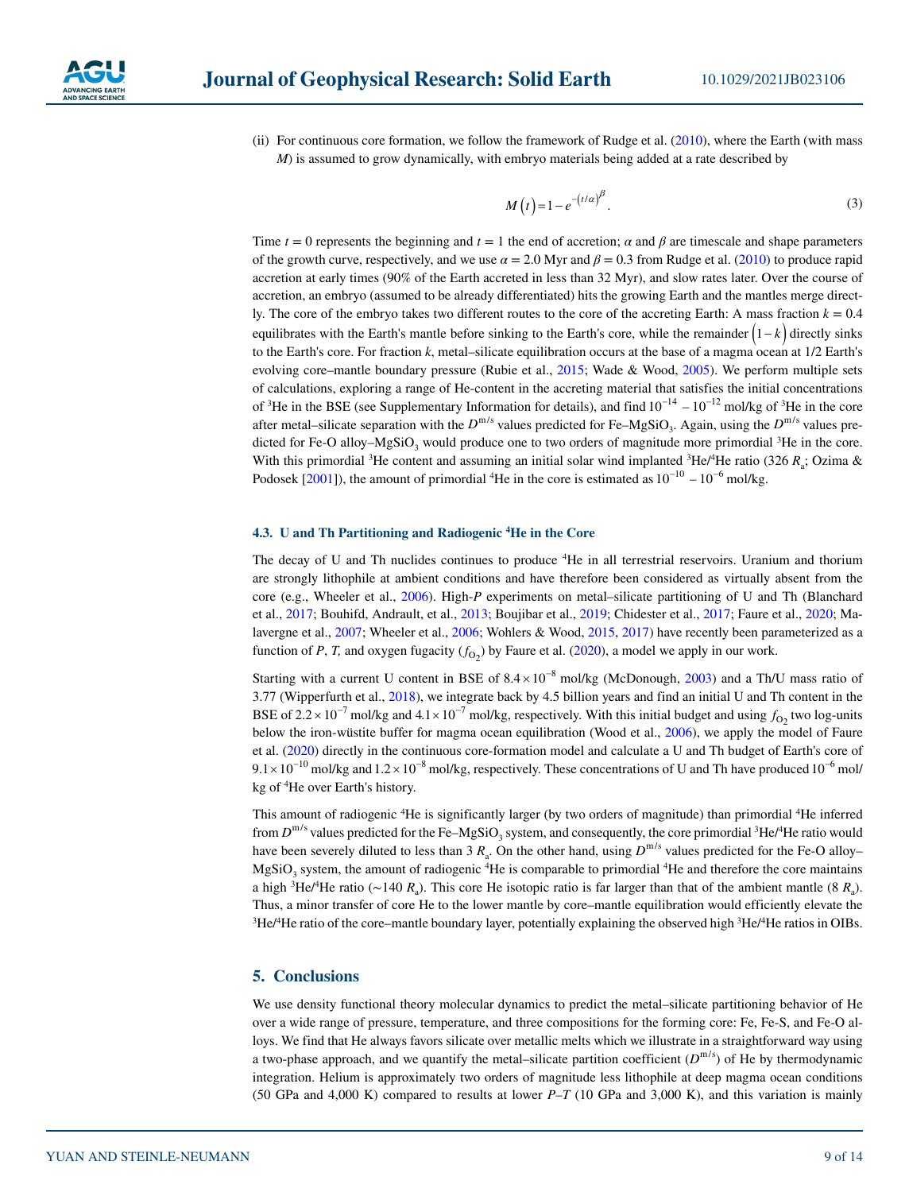(ii) For continuous core formation, we follow the framework of Rudge et al. (2010), where the Earth (with mass $M$) is assumed to grow dynamically, with embryo materials being added at a rate described by

$$M(t) = 1 - e^{-(t/\alpha)^{\beta}}. \tag{3}$$

Time $t = 0$ represents the beginning and $t = 1$ the end of accretion; $\alpha$ and $\beta$ are timescale and shape parameters of the growth curve, respectively, and we use $\alpha = 2.0$ Myr and $\beta = 0.3$ from Rudge et al. (2010) to produce rapid accretion at early times (90% of the Earth accreted in less than 32 Myr), and slow rates later. Over the course of accretion, an embryo (assumed to be already differentiated) hits the growing Earth and the mantles merge directly. The core of the embryo takes two different routes to the core of the accreting Earth: A mass fraction $k = 0.4$ equilibrates with the Earth's mantle before sinking to the Earth's core, while the remainder $(1-k)$ directly sinks to the Earth's core. For fraction $k$, metal–silicate equilibration occurs at the base of a magma ocean at 1/2 Earth's evolving core–mantle boundary pressure (Rubie et al., 2015; Wade & Wood, 2005). We perform multiple sets of calculations, exploring a range of He-content in the accreting material that satisfies the initial concentrations of $^{3}$He in the BSE (see Supplementary Information for details), and find $10^{-14} - 10^{-12}$ mol/kg of $^{3}$He in the core after metal–silicate separation with the $D^{m/s}$ values predicted for Fe–$MgSiO_3$. Again, using the $D^{m/s}$ values predicted for Fe-O alloy–$MgSiO_3$ would produce one to two orders of magnitude more primordial $^{3}$He in the core. With this primordial $^{3}$He content and assuming an initial solar wind implanted $^{3}$He/$^{4}$He ratio (326 $R_a$; Ozima & Podosek [2001]), the amount of primordial $^{4}$He in the core is estimated as $10^{-10} - 10^{-6}$ mol/kg.

### 4.3. U and Th Partitioning and Radiogenic $^{4}$He in the Core

The decay of U and Th nuclides continues to produce $^{4}$He in all terrestrial reservoirs. Uranium and thorium are strongly lithophile at ambient conditions and have therefore been considered as virtually absent from the core (e.g., Wheeler et al., 2006). High-$P$ experiments on metal–silicate partitioning of U and Th (Blanchard et al., 2017; Bouhifd, Andrault, et al., 2013; Boujibar et al., 2019; Chidester et al., 2017; Faure et al., 2020; Malavergne et al., 2007; Wheeler et al., 2006; Wohlers & Wood, 2015, 2017) have recently been parameterized as a function of $P$, $T$, and oxygen fugacity ($f_{O_2}$) by Faure et al. (2020), a model we apply in our work.

Starting with a current U content in BSE of $8.4 \times 10^{-8}$ mol/kg (McDonough, 2003) and a Th/U mass ratio of 3.77 (Wipperfurth et al., 2018), we integrate back by 4.5 billion years and find an initial U and Th content in the BSE of $2.2 \times 10^{-7}$ mol/kg and $4.1 \times 10^{-7}$ mol/kg, respectively. With this initial budget and using $f_{O_2}$ two log-units below the iron-wüstite buffer for magma ocean equilibration (Wood et al., 2006), we apply the model of Faure et al. (2020) directly in the continuous core-formation model and calculate a U and Th budget of Earth's core of $9.1 \times 10^{-10}$ mol/kg and $1.2 \times 10^{-8}$ mol/kg, respectively. These concentrations of U and Th have produced $10^{-6}$ mol/kg of $^{4}$He over Earth's history.

This amount of radiogenic $^{4}$He is significantly larger (by two orders of magnitude) than primordial $^{4}$He inferred from $D^{m/s}$ values predicted for the Fe–$MgSiO_3$ system, and consequently, the core primordial $^{3}$He/$^{4}$He ratio would have been severely diluted to less than 3 $R_a$. On the other hand, using $D^{m/s}$ values predicted for the Fe-O alloy–$MgSiO_3$ system, the amount of radiogenic $^{4}$He is comparable to primordial $^{4}$He and therefore the core maintains a high $^{3}$He/$^{4}$He ratio (~140 $R_a$). This core He isotopic ratio is far larger than that of the ambient mantle (8 $R_a$). Thus, a minor transfer of core He to the lower mantle by core–mantle equilibration would efficiently elevate the $^{3}$He/$^{4}$He ratio of the core–mantle boundary layer, potentially explaining the observed high $^{3}$He/$^{4}$He ratios in OIBs.

## 5. Conclusions

We use density functional theory molecular dynamics to predict the metal–silicate partitioning behavior of He over a wide range of pressure, temperature, and three compositions for the forming core: Fe, Fe-S, and Fe-O alloys. We find that He always favors silicate over metallic melts which we illustrate in a straightforward way using a two-phase approach, and we quantify the metal–silicate partition coefficient ($D^{m/s}$) of He by thermodynamic integration. Helium is approximately two orders of magnitude less lithophile at deep magma ocean conditions (50 GPa and 4,000 K) compared to results at lower $P$–$T$ (10 GPa and 3,000 K), and this variation is mainly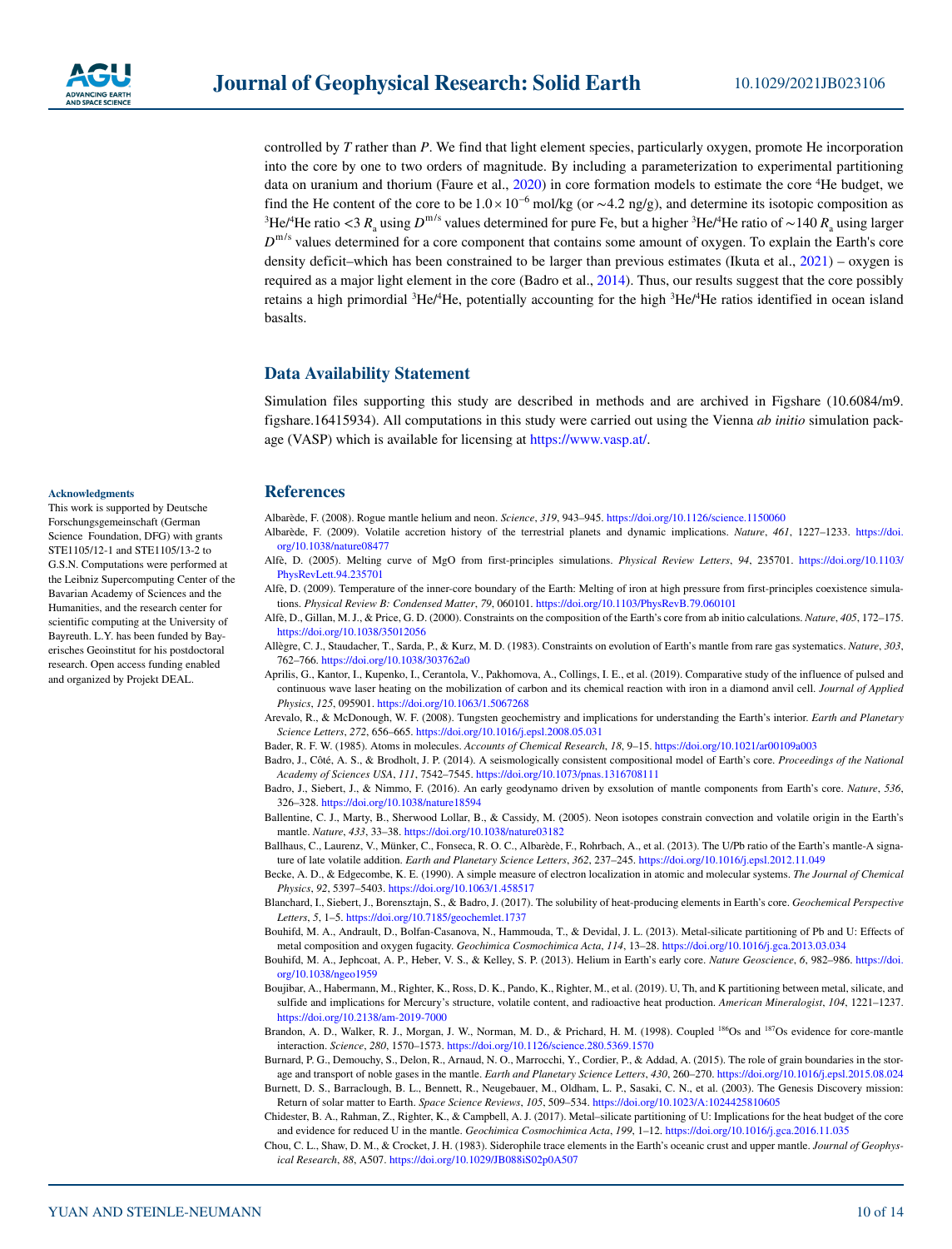controlled by $T$ rather than $P$. We find that light element species, particularly oxygen, promote He incorporation into the core by one to two orders of magnitude. By including a parameterization to experimental partitioning data on uranium and thorium (Faure et al., 2020) in core formation models to estimate the core $^4$He budget, we find the He content of the core to be $1.0 \times 10^{-6}$ mol/kg (or ∼4.2 ng/g), and determine its isotopic composition as $^3$He/$^4$He ratio $<3\ R_a$ using $D^{m/s}$ values determined for pure Fe, but a higher $^3$He/$^4$He ratio of $\sim 140\ R_a$ using larger $D^{m/s}$ values determined for a core component that contains some amount of oxygen. To explain the Earth's core density deficit–which has been constrained to be larger than previous estimates (Ikuta et al., 2021) – oxygen is required as a major light element in the core (Badro et al., 2014). Thus, our results suggest that the core possibly retains a high primordial $^3$He/$^4$He, potentially accounting for the high $^3$He/$^4$He ratios identified in ocean island basalts.

## Data Availability Statement

Simulation files supporting this study are described in methods and are archived in Figshare (10.6084/m9.figshare.16415934). All computations in this study were carried out using the Vienna *ab initio* simulation package (VASP) which is available for licensing at https://www.vasp.at/.

### Acknowledgments

This work is supported by Deutsche Forschungsgemeinschaft (German Science Foundation, DFG) with grants STE1105/12-1 and STE1105/13-2 to G.S.N. Computations were performed at the Leibniz Supercomputing Center of the Bavarian Academy of Sciences and the Humanities, and the research center for scientific computing at the University of Bayreuth. L.Y. has been funded by Bayerisches Geoinstitut for his postdoctoral research. Open access funding enabled and organized by Projekt DEAL.

## References

Albarède, F. (2008). Rogue mantle helium and neon. *Science*, *319*, 943–945. https://doi.org/10.1126/science.1150060

Albarède, F. (2009). Volatile accretion history of the terrestrial planets and dynamic implications. *Nature*, *461*, 1227–1233. https://doi.org/10.1038/nature08477

Alfè, D. (2005). Melting curve of MgO from first-principles simulations. *Physical Review Letters*, *94*, 235701. https://doi.org/10.1103/PhysRevLett.94.235701

Alfè, D. (2009). Temperature of the inner-core boundary of the Earth: Melting of iron at high pressure from first-principles coexistence simulations. *Physical Review B: Condensed Matter*, *79*, 060101. https://doi.org/10.1103/PhysRevB.79.060101

Alfè, D., Gillan, M. J., & Price, G. D. (2000). Constraints on the composition of the Earth's core from ab initio calculations. *Nature*, *405*, 172–175. https://doi.org/10.1038/35012056

Allègre, C. J., Staudacher, T., Sarda, P., & Kurz, M. D. (1983). Constraints on evolution of Earth's mantle from rare gas systematics. *Nature*, *303*, 762–766. https://doi.org/10.1038/303762a0

Aprilis, G., Kantor, I., Kupenko, I., Cerantola, V., Pakhomova, A., Collings, I. E., et al. (2019). Comparative study of the influence of pulsed and continuous wave laser heating on the mobilization of carbon and its chemical reaction with iron in a diamond anvil cell. *Journal of Applied Physics*, *125*, 095901. https://doi.org/10.1063/1.5067268

Arevalo, R., & McDonough, W. F. (2008). Tungsten geochemistry and implications for understanding the Earth's interior. *Earth and Planetary Science Letters*, *272*, 656–665. https://doi.org/10.1016/j.epsl.2008.05.031

Bader, R. F. W. (1985). Atoms in molecules. *Accounts of Chemical Research*, *18*, 9–15. https://doi.org/10.1021/ar00109a003

Badro, J., Côté, A. S., & Brodholt, J. P. (2014). A seismologically consistent compositional model of Earth's core. *Proceedings of the National Academy of Sciences USA*, *111*, 7542–7545. https://doi.org/10.1073/pnas.1316708111

Badro, J., Siebert, J., & Nimmo, F. (2016). An early geodynamo driven by exsolution of mantle components from Earth's core. *Nature*, *536*, 326–328. https://doi.org/10.1038/nature18594

Ballentine, C. J., Marty, B., Sherwood Lollar, B., & Cassidy, M. (2005). Neon isotopes constrain convection and volatile origin in the Earth's mantle. *Nature*, *433*, 33–38. https://doi.org/10.1038/nature03182

Ballhaus, C., Laurenz, V., Münker, C., Fonseca, R. O. C., Albarède, F., Rohrbach, A., et al. (2013). The U/Pb ratio of the Earth's mantle-A signature of late volatile addition. *Earth and Planetary Science Letters*, *362*, 237–245. https://doi.org/10.1016/j.epsl.2012.11.049

Becke, A. D., & Edgecombe, K. E. (1990). A simple measure of electron localization in atomic and molecular systems. *The Journal of Chemical Physics*, *92*, 5397–5403. https://doi.org/10.1063/1.458517

Blanchard, I., Siebert, J., Borensztajn, S., & Badro, J. (2017). The solubility of heat-producing elements in Earth's core. *Geochemical Perspective Letters*, *5*, 1–5. https://doi.org/10.7185/geochemlet.1737

Bouhifd, M. A., Andrault, D., Bolfan-Casanova, N., Hammouda, T., & Devidal, J. L. (2013). Metal-silicate partitioning of Pb and U: Effects of metal composition and oxygen fugacity. *Geochimica Cosmochimica Acta*, *114*, 13–28. https://doi.org/10.1016/j.gca.2013.03.034

Bouhifd, M. A., Jephcoat, A. P., Heber, V. S., & Kelley, S. P. (2013). Helium in Earth's early core. *Nature Geoscience*, *6*, 982–986. https://doi.org/10.1038/ngeo1959

Boujibar, A., Habermann, M., Righter, K., Ross, D. K., Pando, K., Righter, M., et al. (2019). U, Th, and K partitioning between metal, silicate, and sulfide and implications for Mercury's structure, volatile content, and radioactive heat production. *American Mineralogist*, *104*, 1221–1237. https://doi.org/10.2138/am-2019-7000

Brandon, A. D., Walker, R. J., Morgan, J. W., Norman, M. D., & Prichard, H. M. (1998). Coupled $^{186}$Os and $^{187}$Os evidence for core-mantle interaction. *Science*, *280*, 1570–1573. https://doi.org/10.1126/science.280.5369.1570

Burnard, P. G., Demouchy, S., Delon, R., Arnaud, N. O., Marrocchi, Y., Cordier, P., & Addad, A. (2015). The role of grain boundaries in the storage and transport of noble gases in the mantle. *Earth and Planetary Science Letters*, *430*, 260–270. https://doi.org/10.1016/j.epsl.2015.08.024

Burnett, D. S., Barraclough, B. L., Bennett, R., Neugebauer, M., Oldham, L. P., Sasaki, C. N., et al. (2003). The Genesis Discovery mission: Return of solar matter to Earth. *Space Science Reviews*, *105*, 509–534. https://doi.org/10.1023/A:1024425810605

Chidester, B. A., Rahman, Z., Righter, K., & Campbell, A. J. (2017). Metal–silicate partitioning of U: Implications for the heat budget of the core and evidence for reduced U in the mantle. *Geochimica Cosmochimica Acta*, *199*, 1–12. https://doi.org/10.1016/j.gca.2016.11.035

Chou, C. L., Shaw, D. M., & Crocket, J. H. (1983). Siderophile trace elements in the Earth's oceanic crust and upper mantle. *Journal of Geophysical Research*, *88*, A507. https://doi.org/10.1029/JB088iS02p0A507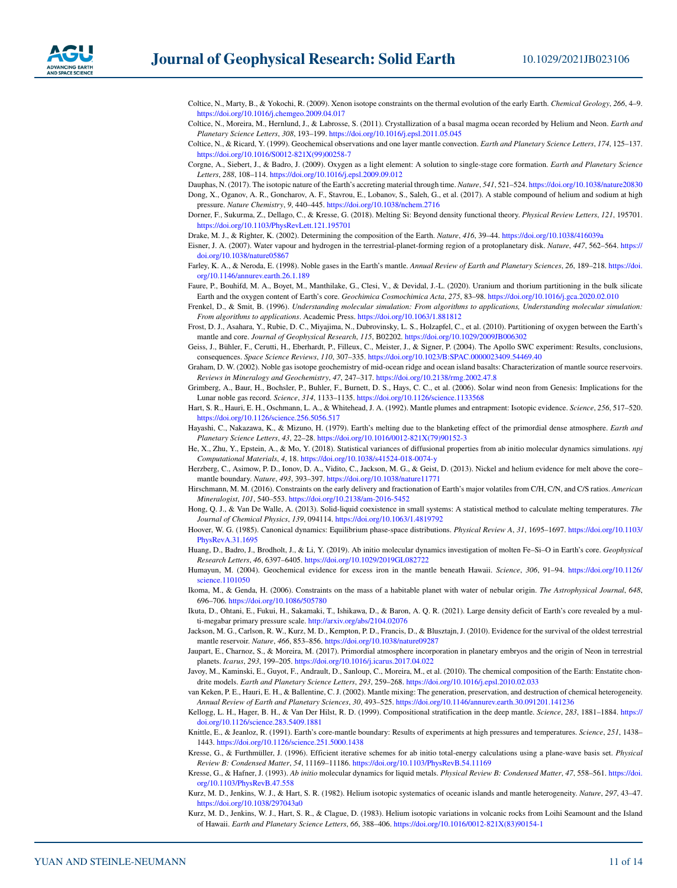Coltice, N., Marty, B., & Yokochi, R. (2009). Xenon isotope constraints on the thermal evolution of the early Earth. *Chemical Geology*, *266*, 4–9. https://doi.org/10.1016/j.chemgeo.2009.04.017

Coltice, N., Moreira, M., Hernlund, J., & Labrosse, S. (2011). Crystallization of a basal magma ocean recorded by Helium and Neon. *Earth and Planetary Science Letters*, *308*, 193–199. https://doi.org/10.1016/j.epsl.2011.05.045

Coltice, N., & Ricard, Y. (1999). Geochemical observations and one layer mantle convection. *Earth and Planetary Science Letters*, *174*, 125–137. https://doi.org/10.1016/S0012-821X(99)00258-7

Corgne, A., Siebert, J., & Badro, J. (2009). Oxygen as a light element: A solution to single-stage core formation. *Earth and Planetary Science Letters*, *288*, 108–114. https://doi.org/10.1016/j.epsl.2009.09.012

Dauphas, N. (2017). The isotopic nature of the Earth's accreting material through time. *Nature*, *541*, 521–524. https://doi.org/10.1038/nature20830

Dong, X., Oganov, A. R., Goncharov, A. F., Stavrou, E., Lobanov, S., Saleh, G., et al. (2017). A stable compound of helium and sodium at high pressure. *Nature Chemistry*, *9*, 440–445. https://doi.org/10.1038/nchem.2716

Dorner, F., Sukurma, Z., Dellago, C., & Kresse, G. (2018). Melting Si: Beyond density functional theory. *Physical Review Letters*, *121*, 195701. https://doi.org/10.1103/PhysRevLett.121.195701

Drake, M. J., & Righter, K. (2002). Determining the composition of the Earth. *Nature*, *416*, 39–44. https://doi.org/10.1038/416039a

Eisner, J. A. (2007). Water vapour and hydrogen in the terrestrial-planet-forming region of a protoplanetary disk. *Nature*, *447*, 562–564. https://doi.org/10.1038/nature05867

Farley, K. A., & Neroda, E. (1998). Noble gases in the Earth's mantle. *Annual Review of Earth and Planetary Sciences*, *26*, 189–218. https://doi.org/10.1146/annurev.earth.26.1.189

Faure, P., Bouhifd, M. A., Boyet, M., Manthilake, G., Clesi, V., & Devidal, J.-L. (2020). Uranium and thorium partitioning in the bulk silicate Earth and the oxygen content of Earth's core. *Geochimica Cosmochimica Acta*, *275*, 83–98. https://doi.org/10.1016/j.gca.2020.02.010

Frenkel, D., & Smit, B. (1996). *Understanding molecular simulation: From algorithms to applications, Understanding molecular simulation: From algorithms to applications*. Academic Press. https://doi.org/10.1063/1.881812

Frost, D. J., Asahara, Y., Rubie, D. C., Miyajima, N., Dubrovinsky, L. S., Holzapfel, C., et al. (2010). Partitioning of oxygen between the Earth's mantle and core. *Journal of Geophysical Research*, *115*, B02202. https://doi.org/10.1029/2009JB006302

Geiss, J., Bühler, F., Cerutti, H., Eberhardt, P., Filleux, C., Meister, J., & Signer, P. (2004). The Apollo SWC experiment: Results, conclusions, consequences. *Space Science Reviews*, *110*, 307–335. https://doi.org/10.1023/B:SPAC.0000023409.54469.40

Graham, D. W. (2002). Noble gas isotope geochemistry of mid-ocean ridge and ocean island basalts: Characterization of mantle source reservoirs. *Reviews in Mineralogy and Geochemistry*, *47*, 247–317. https://doi.org/10.2138/rmg.2002.47.8

Grimberg, A., Baur, H., Bochsler, P., Buhler, F., Burnett, D. S., Hays, C. C., et al. (2006). Solar wind neon from Genesis: Implications for the Lunar noble gas record. *Science*, *314*, 1133–1135. https://doi.org/10.1126/science.1133568

Hart, S. R., Hauri, E. H., Oschmann, L. A., & Whitehead, J. A. (1992). Mantle plumes and entrapment: Isotopic evidence. *Science*, *256*, 517–520. https://doi.org/10.1126/science.256.5056.517

Hayashi, C., Nakazawa, K., & Mizuno, H. (1979). Earth's melting due to the blanketing effect of the primordial dense atmosphere. *Earth and Planetary Science Letters*, *43*, 22–28. https://doi.org/10.1016/0012-821X(79)90152-3

He, X., Zhu, Y., Epstein, A., & Mo, Y. (2018). Statistical variances of diffusional properties from ab initio molecular dynamics simulations. *npj Computational Materials*, *4*, 18. https://doi.org/10.1038/s41524-018-0074-y

Herzberg, C., Asimow, P. D., Ionov, D. A., Vidito, C., Jackson, M. G., & Geist, D. (2013). Nickel and helium evidence for melt above the core–mantle boundary. *Nature*, *493*, 393–397. https://doi.org/10.1038/nature11771

Hirschmann, M. M. (2016). Constraints on the early delivery and fractionation of Earth's major volatiles from C/H, C/N, and C/S ratios. *American Mineralogist*, *101*, 540–553. https://doi.org/10.2138/am-2016-5452

Hong, Q. J., & Van De Walle, A. (2013). Solid-liquid coexistence in small systems: A statistical method to calculate melting temperatures. *The Journal of Chemical Physics*, *139*, 094114. https://doi.org/10.1063/1.4819792

Hoover, W. G. (1985). Canonical dynamics: Equilibrium phase-space distributions. *Physical Review A*, *31*, 1695–1697. https://doi.org/10.1103/PhysRevA.31.1695

Huang, D., Badro, J., Brodholt, J., & Li, Y. (2019). Ab initio molecular dynamics investigation of molten Fe–Si–O in Earth's core. *Geophysical Research Letters*, *46*, 6397–6405. https://doi.org/10.1029/2019GL082722

Humayun, M. (2004). Geochemical evidence for excess iron in the mantle beneath Hawaii. *Science*, *306*, 91–94. https://doi.org/10.1126/science.1101050

Ikoma, M., & Genda, H. (2006). Constraints on the mass of a habitable planet with water of nebular origin. *The Astrophysical Journal*, *648*, 696–706. https://doi.org/10.1086/505780

Ikuta, D., Ohtani, E., Fukui, H., Sakamaki, T., Ishikawa, D., & Baron, A. Q. R. (2021). Large density deficit of Earth's core revealed by a multi-megabar primary pressure scale. http://arxiv.org/abs/2104.02076

Jackson, M. G., Carlson, R. W., Kurz, M. D., Kempton, P. D., Francis, D., & Blusztajn, J. (2010). Evidence for the survival of the oldest terrestrial mantle reservoir. *Nature*, *466*, 853–856. https://doi.org/10.1038/nature09287

Jaupart, E., Charnoz, S., & Moreira, M. (2017). Primordial atmosphere incorporation in planetary embryos and the origin of Neon in terrestrial planets. *Icarus*, *293*, 199–205. https://doi.org/10.1016/j.icarus.2017.04.022

Javoy, M., Kaminski, E., Guyot, F., Andrault, D., Sanloup, C., Moreira, M., et al. (2010). The chemical composition of the Earth: Enstatite chondrite models. *Earth and Planetary Science Letters*, *293*, 259–268. https://doi.org/10.1016/j.epsl.2010.02.033

van Keken, P. E., Hauri, E. H., & Ballentine, C. J. (2002). Mantle mixing: The generation, preservation, and destruction of chemical heterogeneity. *Annual Review of Earth and Planetary Sciences*, *30*, 493–525. https://doi.org/10.1146/annurev.earth.30.091201.141236

Kellogg, L. H., Hager, B. H., & Van Der Hilst, R. D. (1999). Compositional stratification in the deep mantle. *Science*, *283*, 1881–1884. https://doi.org/10.1126/science.283.5409.1881

Knittle, E., & Jeanloz, R. (1991). Earth's core-mantle boundary: Results of experiments at high pressures and temperatures. *Science*, *251*, 1438–1443. https://doi.org/10.1126/science.251.5000.1438

Kresse, G., & Furthmüller, J. (1996). Efficient iterative schemes for ab initio total-energy calculations using a plane-wave basis set. *Physical Review B: Condensed Matter*, *54*, 11169–11186. https://doi.org/10.1103/PhysRevB.54.11169

Kresse, G., & Hafner, J. (1993). *Ab initio* molecular dynamics for liquid metals. *Physical Review B: Condensed Matter*, *47*, 558–561. https://doi.org/10.1103/PhysRevB.47.558

Kurz, M. D., Jenkins, W. J., & Hart, S. R. (1982). Helium isotopic systematics of oceanic islands and mantle heterogeneity. *Nature*, *297*, 43–47. https://doi.org/10.1038/297043a0

Kurz, M. D., Jenkins, W. J., Hart, S. R., & Clague, D. (1983). Helium isotopic variations in volcanic rocks from Loihi Seamount and the Island of Hawaii. *Earth and Planetary Science Letters*, *66*, 388–406. https://doi.org/10.1016/0012-821X(83)90154-1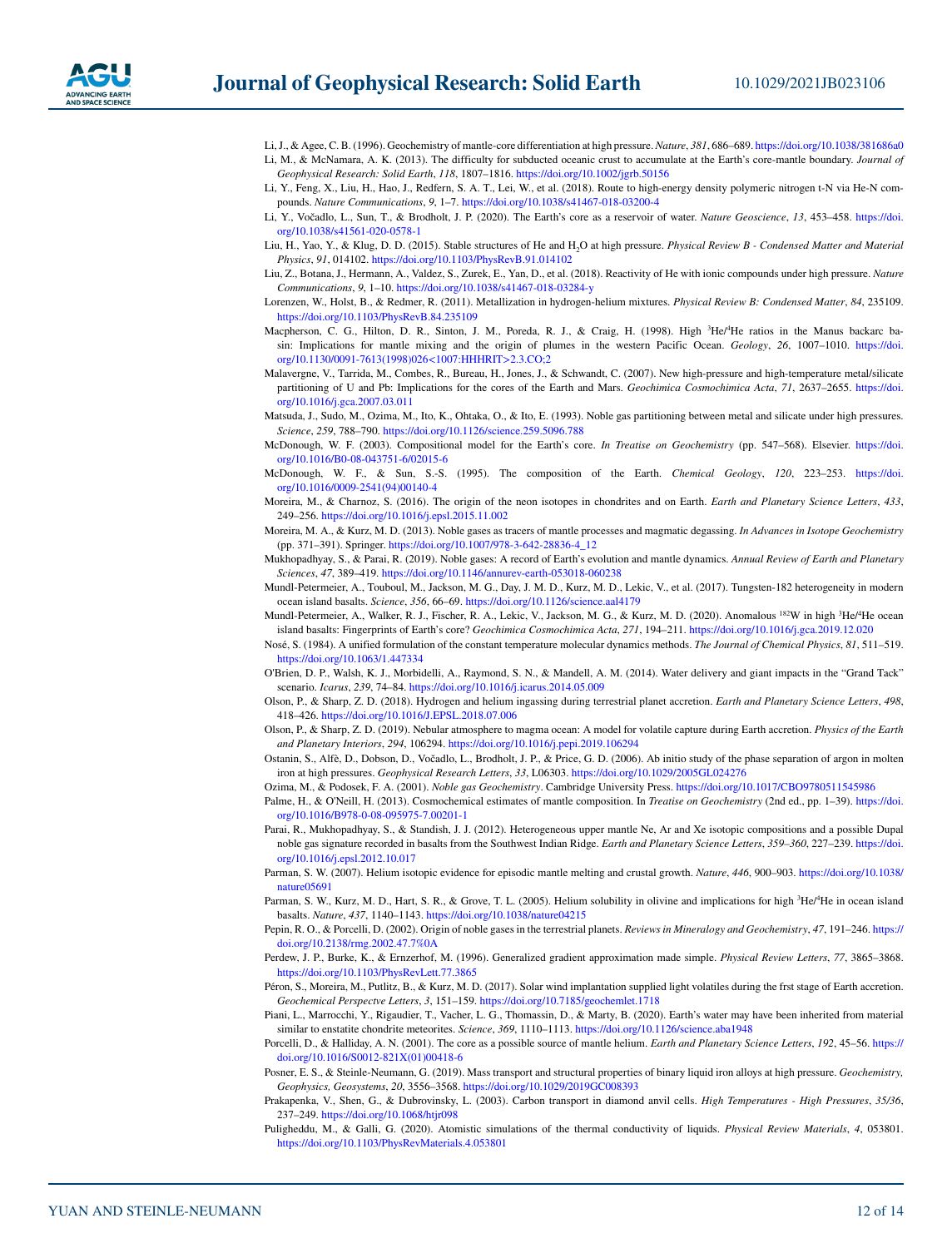Li, J., & Agee, C. B. (1996). Geochemistry of mantle-core differentiation at high pressure. *Nature*, *381*, 686–689. https://doi.org/10.1038/381686a0

Li, M., & McNamara, A. K. (2013). The difficulty for subducted oceanic crust to accumulate at the Earth's core-mantle boundary. *Journal of Geophysical Research: Solid Earth*, *118*, 1807–1816. https://doi.org/10.1002/jgrb.50156

Li, Y., Feng, X., Liu, H., Hao, J., Redfern, S. A. T., Lei, W., et al. (2018). Route to high-energy density polymeric nitrogen t-N via He-N compounds. *Nature Communications*, *9*, 1–7. https://doi.org/10.1038/s41467-018-03200-4

Li, Y., Vočadlo, L., Sun, T., & Brodholt, J. P. (2020). The Earth's core as a reservoir of water. *Nature Geoscience*, *13*, 453–458. https://doi.org/10.1038/s41561-020-0578-1

Liu, H., Yao, Y., & Klug, D. D. (2015). Stable structures of He and $H_2O$ at high pressure. *Physical Review B - Condensed Matter and Material Physics*, *91*, 014102. https://doi.org/10.1103/PhysRevB.91.014102

Liu, Z., Botana, J., Hermann, A., Valdez, S., Zurek, E., Yan, D., et al. (2018). Reactivity of He with ionic compounds under high pressure. *Nature Communications*, *9*, 1–10. https://doi.org/10.1038/s41467-018-03284-y

Lorenzen, W., Holst, B., & Redmer, R. (2011). Metallization in hydrogen-helium mixtures. *Physical Review B: Condensed Matter*, *84*, 235109. https://doi.org/10.1103/PhysRevB.84.235109

Macpherson, C. G., Hilton, D. R., Sinton, J. M., Poreda, R. J., & Craig, H. (1998). High $^3$He/$^4$He ratios in the Manus backarc basin: Implications for mantle mixing and the origin of plumes in the western Pacific Ocean. *Geology*, *26*, 1007–1010. https://doi.org/10.1130/0091-7613(1998)026<1007:HHHRIT>2.3.CO;2

Malavergne, V., Tarrida, M., Combes, R., Bureau, H., Jones, J., & Schwandt, C. (2007). New high-pressure and high-temperature metal/silicate partitioning of U and Pb: Implications for the cores of the Earth and Mars. *Geochimica Cosmochimica Acta*, *71*, 2637–2655. https://doi.org/10.1016/j.gca.2007.03.011

Matsuda, J., Sudo, M., Ozima, M., Ito, K., Ohtaka, O., & Ito, E. (1993). Noble gas partitioning between metal and silicate under high pressures. *Science*, *259*, 788–790. https://doi.org/10.1126/science.259.5096.788

McDonough, W. F. (2003). Compositional model for the Earth's core. *In Treatise on Geochemistry* (pp. 547–568). Elsevier. https://doi.org/10.1016/B0-08-043751-6/02015-6

McDonough, W. F., & Sun, S.-S. (1995). The composition of the Earth. *Chemical Geology*, *120*, 223–253. https://doi.org/10.1016/0009-2541(94)00140-4

Moreira, M., & Charnoz, S. (2016). The origin of the neon isotopes in chondrites and on Earth. *Earth and Planetary Science Letters*, *433*, 249–256. https://doi.org/10.1016/j.epsl.2015.11.002

Moreira, M. A., & Kurz, M. D. (2013). Noble gases as tracers of mantle processes and magmatic degassing. *In Advances in Isotope Geochemistry* (pp. 371–391). Springer. https://doi.org/10.1007/978-3-642-28836-4_12

Mukhopadhyay, S., & Parai, R. (2019). Noble gases: A record of Earth's evolution and mantle dynamics. *Annual Review of Earth and Planetary Sciences*, *47*, 389–419. https://doi.org/10.1146/annurev-earth-053018-060238

Mundl-Petermeier, A., Touboul, M., Jackson, M. G., Day, J. M. D., Kurz, M. D., Lekic, V., et al. (2017). Tungsten-182 heterogeneity in modern ocean island basalts. *Science*, *356*, 66–69. https://doi.org/10.1126/science.aal4179

Mundl-Petermeier, A., Walker, R. J., Fischer, R. A., Lekic, V., Jackson, M. G., & Kurz, M. D. (2020). Anomalous $^{182}$W in high $^3$He/$^4$He ocean island basalts: Fingerprints of Earth's core? *Geochimica Cosmochimica Acta*, *271*, 194–211. https://doi.org/10.1016/j.gca.2019.12.020

Nosé, S. (1984). A unified formulation of the constant temperature molecular dynamics methods. *The Journal of Chemical Physics*, *81*, 511–519. https://doi.org/10.1063/1.447334

O'Brien, D. P., Walsh, K. J., Morbidelli, A., Raymond, S. N., & Mandell, A. M. (2014). Water delivery and giant impacts in the "Grand Tack" scenario. *Icarus*, *239*, 74–84. https://doi.org/10.1016/j.icarus.2014.05.009

Olson, P., & Sharp, Z. D. (2018). Hydrogen and helium ingassing during terrestrial planet accretion. *Earth and Planetary Science Letters*, *498*, 418–426. https://doi.org/10.1016/J.EPSL.2018.07.006

Olson, P., & Sharp, Z. D. (2019). Nebular atmosphere to magma ocean: A model for volatile capture during Earth accretion. *Physics of the Earth and Planetary Interiors*, *294*, 106294. https://doi.org/10.1016/j.pepi.2019.106294

Ostanin, S., Alfè, D., Dobson, D., Vočadlo, L., Brodholt, J. P., & Price, G. D. (2006). Ab initio study of the phase separation of argon in molten iron at high pressures. *Geophysical Research Letters*, *33*, L06303. https://doi.org/10.1029/2005GL024276

Ozima, M., & Podosek, F. A. (2001). *Noble gas Geochemistry*. Cambridge University Press. https://doi.org/10.1017/CBO9780511545986

Palme, H., & O'Neill, H. (2013). Cosmochemical estimates of mantle composition. In *Treatise on Geochemistry* (2nd ed., pp. 1–39). https://doi.org/10.1016/B978-0-08-095975-7.00201-1

Parai, R., Mukhopadhyay, S., & Standish, J. J. (2012). Heterogeneous upper mantle Ne, Ar and Xe isotopic compositions and a possible Dupal noble gas signature recorded in basalts from the Southwest Indian Ridge. *Earth and Planetary Science Letters*, *359–360*, 227–239. https://doi.org/10.1016/j.epsl.2012.10.017

Parman, S. W. (2007). Helium isotopic evidence for episodic mantle melting and crustal growth. *Nature*, *446*, 900–903. https://doi.org/10.1038/nature05691

Parman, S. W., Kurz, M. D., Hart, S. R., & Grove, T. L. (2005). Helium solubility in olivine and implications for high $^3$He/$^4$He in ocean island basalts. *Nature*, *437*, 1140–1143. https://doi.org/10.1038/nature04215

Pepin, R. O., & Porcelli, D. (2002). Origin of noble gases in the terrestrial planets. *Reviews in Mineralogy and Geochemistry*, *47*, 191–246. https://doi.org/10.2138/rmg.2002.47.7%0A

Perdew, J. P., Burke, K., & Ernzerhof, M. (1996). Generalized gradient approximation made simple. *Physical Review Letters*, *77*, 3865–3868. https://doi.org/10.1103/PhysRevLett.77.3865

Péron, S., Moreira, M., Putlitz, B., & Kurz, M. D. (2017). Solar wind implantation supplied light volatiles during the frst stage of Earth accretion. *Geochemical Perspectve Letters*, *3*, 151–159. https://doi.org/10.7185/geochemlet.1718

Piani, L., Marrocchi, Y., Rigaudier, T., Vacher, L. G., Thomassin, D., & Marty, B. (2020). Earth's water may have been inherited from material similar to enstatite chondrite meteorites. *Science*, *369*, 1110–1113. https://doi.org/10.1126/science.aba1948

Porcelli, D., & Halliday, A. N. (2001). The core as a possible source of mantle helium. *Earth and Planetary Science Letters*, *192*, 45–56. https://doi.org/10.1016/S0012-821X(01)00418-6

Posner, E. S., & Steinle-Neumann, G. (2019). Mass transport and structural properties of binary liquid iron alloys at high pressure. *Geochemistry, Geophysics, Geosystems*, *20*, 3556–3568. https://doi.org/10.1029/2019GC008393

Prakapenka, V., Shen, G., & Dubrovinsky, L. (2003). Carbon transport in diamond anvil cells. *High Temperatures - High Pressures*, *35/36*, 237–249. https://doi.org/10.1068/htjr098

Puligheddu, M., & Galli, G. (2020). Atomistic simulations of the thermal conductivity of liquids. *Physical Review Materials*, *4*, 053801. https://doi.org/10.1103/PhysRevMaterials.4.053801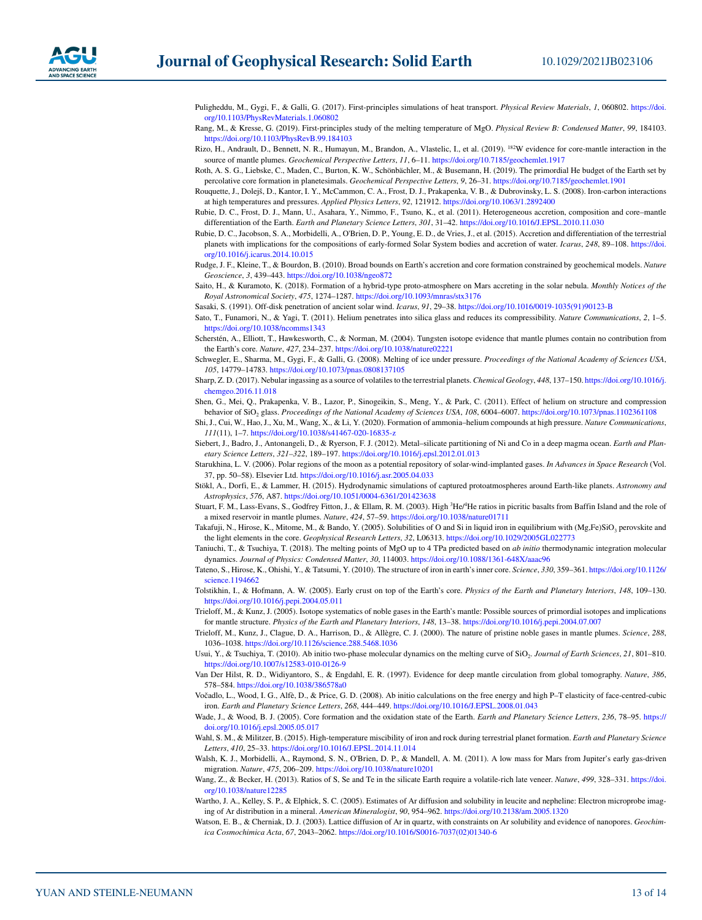Puligheddu, M., Gygi, F., & Galli, G. (2017). First-principles simulations of heat transport. *Physical Review Materials*, *1*, 060802. https://doi.org/10.1103/PhysRevMaterials.1.060802

Rang, M., & Kresse, G. (2019). First-principles study of the melting temperature of MgO. *Physical Review B: Condensed Matter*, *99*, 184103. https://doi.org/10.1103/PhysRevB.99.184103

Rizo, H., Andrault, D., Bennett, N. R., Humayun, M., Brandon, A., Vlastelic, I., et al. (2019). $^{182}$W evidence for core-mantle interaction in the source of mantle plumes. *Geochemical Perspective Letters*, *11*, 6–11. https://doi.org/10.7185/geochemlet.1917

Roth, A. S. G., Liebske, C., Maden, C., Burton, K. W., Schönbächler, M., & Busemann, H. (2019). The primordial He budget of the Earth set by percolative core formation in planetesimals. *Geochemical Perspective Letters*, *9*, 26–31. https://doi.org/10.7185/geochemlet.1901

Rouquette, J., Dolejš, D., Kantor, I. Y., McCammon, C. A., Frost, D. J., Prakapenka, V. B., & Dubrovinsky, L. S. (2008). Iron-carbon interactions at high temperatures and pressures. *Applied Physics Letters*, *92*, 121912. https://doi.org/10.1063/1.2892400

Rubie, D. C., Frost, D. J., Mann, U., Asahara, Y., Nimmo, F., Tsuno, K., et al. (2011). Heterogeneous accretion, composition and core–mantle differentiation of the Earth. *Earth and Planetary Science Letters*, *301*, 31–42. https://doi.org/10.1016/J.EPSL.2010.11.030

Rubie, D. C., Jacobson, S. A., Morbidelli, A., O'Brien, D. P., Young, E. D., de Vries, J., et al. (2015). Accretion and differentiation of the terrestrial planets with implications for the compositions of early-formed Solar System bodies and accretion of water. *Icarus*, *248*, 89–108. https://doi.org/10.1016/j.icarus.2014.10.015

Rudge, J. F., Kleine, T., & Bourdon, B. (2010). Broad bounds on Earth's accretion and core formation constrained by geochemical models. *Nature Geoscience*, *3*, 439–443. https://doi.org/10.1038/ngeo872

Saito, H., & Kuramoto, K. (2018). Formation of a hybrid-type proto-atmosphere on Mars accreting in the solar nebula. *Monthly Notices of the Royal Astronomical Society*, *475*, 1274–1287. https://doi.org/10.1093/mnras/stx3176

Sasaki, S. (1991). Off-disk penetration of ancient solar wind. *Icarus*, *91*, 29–38. https://doi.org/10.1016/0019-1035(91)90123-B

Sato, T., Funamori, N., & Yagi, T. (2011). Helium penetrates into silica glass and reduces its compressibility. *Nature Communications*, *2*, 1–5. https://doi.org/10.1038/ncomms1343

Scherstén, A., Elliott, T., Hawkesworth, C., & Norman, M. (2004). Tungsten isotope evidence that mantle plumes contain no contribution from the Earth's core. *Nature*, *427*, 234–237. https://doi.org/10.1038/nature02221

Schwegler, E., Sharma, M., Gygi, F., & Galli, G. (2008). Melting of ice under pressure. *Proceedings of the National Academy of Sciences USA*, *105*, 14779–14783. https://doi.org/10.1073/pnas.0808137105

Sharp, Z. D. (2017). Nebular ingassing as a source of volatiles to the terrestrial planets. *Chemical Geology*, *448*, 137–150. https://doi.org/10.1016/j.chemgeo.2016.11.018

Shen, G., Mei, Q., Prakapenka, V. B., Lazor, P., Sinogeikin, S., Meng, Y., & Park, C. (2011). Effect of helium on structure and compression behavior of $SiO_2$ glass. *Proceedings of the National Academy of Sciences USA*, *108*, 6004–6007. https://doi.org/10.1073/pnas.1102361108

Shi, J., Cui, W., Hao, J., Xu, M., Wang, X., & Li, Y. (2020). Formation of ammonia–helium compounds at high pressure. *Nature Communications*, *111*(11), 1–7. https://doi.org/10.1038/s41467-020-16835-z

Siebert, J., Badro, J., Antonangeli, D., & Ryerson, F. J. (2012). Metal–silicate partitioning of Ni and Co in a deep magma ocean. *Earth and Planetary Science Letters*, *321–322*, 189–197. https://doi.org/10.1016/j.epsl.2012.01.013

Starukhina, L. V. (2006). Polar regions of the moon as a potential repository of solar-wind-implanted gases. *In Advances in Space Research* (Vol. 37, pp. 50–58). Elsevier Ltd. https://doi.org/10.1016/j.asr.2005.04.033

Stökl, A., Dorfi, E., & Lammer, H. (2015). Hydrodynamic simulations of captured protoatmospheres around Earth-like planets. *Astronomy and Astrophysics*, *576*, A87. https://doi.org/10.1051/0004-6361/201423638

Stuart, F. M., Lass-Evans, S., Godfrey Fitton, J., & Ellam, R. M. (2003). High $^{3}He/^{4}He$ ratios in picritic basalts from Baffin Island and the role of a mixed reservoir in mantle plumes. *Nature*, *424*, 57–59. https://doi.org/10.1038/nature01711

Takafuji, N., Hirose, K., Mitome, M., & Bando, Y. (2005). Solubilities of O and Si in liquid iron in equilibrium with $(Mg,Fe)SiO_3$ perovskite and the light elements in the core. *Geophysical Research Letters*, *32*, L06313. https://doi.org/10.1029/2005GL022773

Taniuchi, T., & Tsuchiya, T. (2018). The melting points of MgO up to 4 TPa predicted based on *ab initio* thermodynamic integration molecular dynamics. *Journal of Physics: Condensed Matter*, *30*, 114003. https://doi.org/10.1088/1361-648X/aaac96

Tateno, S., Hirose, K., Ohishi, Y., & Tatsumi, Y. (2010). The structure of iron in earth's inner core. *Science*, *330*, 359–361. https://doi.org/10.1126/science.1194662

Tolstikhin, I., & Hofmann, A. W. (2005). Early crust on top of the Earth's core. *Physics of the Earth and Planetary Interiors*, *148*, 109–130. https://doi.org/10.1016/j.pepi.2004.05.011

Trieloff, M., & Kunz, J. (2005). Isotope systematics of noble gases in the Earth's mantle: Possible sources of primordial isotopes and implications for mantle structure. *Physics of the Earth and Planetary Interiors*, *148*, 13–38. https://doi.org/10.1016/j.pepi.2004.07.007

Trieloff, M., Kunz, J., Clague, D. A., Harrison, D., & Allègre, C. J. (2000). The nature of pristine noble gases in mantle plumes. *Science*, *288*, 1036–1038. https://doi.org/10.1126/science.288.5468.1036

Usui, Y., & Tsuchiya, T. (2010). Ab initio two-phase molecular dynamics on the melting curve of $SiO_2$. *Journal of Earth Sciences*, *21*, 801–810. https://doi.org/10.1007/s12583-010-0126-9

Van Der Hilst, R. D., Widiyantoro, S., & Engdahl, E. R. (1997). Evidence for deep mantle circulation from global tomography. *Nature*, *386*, 578–584. https://doi.org/10.1038/386578a0

Vočadlo, L., Wood, I. G., Alfè, D., & Price, G. D. (2008). Ab initio calculations on the free energy and high P–T elasticity of face-centred-cubic iron. *Earth and Planetary Science Letters*, *268*, 444–449. https://doi.org/10.1016/J.EPSL.2008.01.043

Wade, J., & Wood, B. J. (2005). Core formation and the oxidation state of the Earth. *Earth and Planetary Science Letters*, *236*, 78–95. https://doi.org/10.1016/j.epsl.2005.05.017

Wahl, S. M., & Militzer, B. (2015). High-temperature miscibility of iron and rock during terrestrial planet formation. *Earth and Planetary Science Letters*, *410*, 25–33. https://doi.org/10.1016/J.EPSL.2014.11.014

Walsh, K. J., Morbidelli, A., Raymond, S. N., O'Brien, D. P., & Mandell, A. M. (2011). A low mass for Mars from Jupiter's early gas-driven migration. *Nature*, *475*, 206–209. https://doi.org/10.1038/nature10201

Wang, Z., & Becker, H. (2013). Ratios of S, Se and Te in the silicate Earth require a volatile-rich late veneer. *Nature*, *499*, 328–331. https://doi.org/10.1038/nature12285

Wartho, J. A., Kelley, S. P., & Elphick, S. C. (2005). Estimates of Ar diffusion and solubility in leucite and nepheline: Electron microprobe imaging of Ar distribution in a mineral. *American Mineralogist*, *90*, 954–962. https://doi.org/10.2138/am.2005.1320

Watson, E. B., & Cherniak, D. J. (2003). Lattice diffusion of Ar in quartz, with constraints on Ar solubility and evidence of nanopores. *Geochimica Cosmochimica Acta*, *67*, 2043–2062. https://doi.org/10.1016/S0016-7037(02)01340-6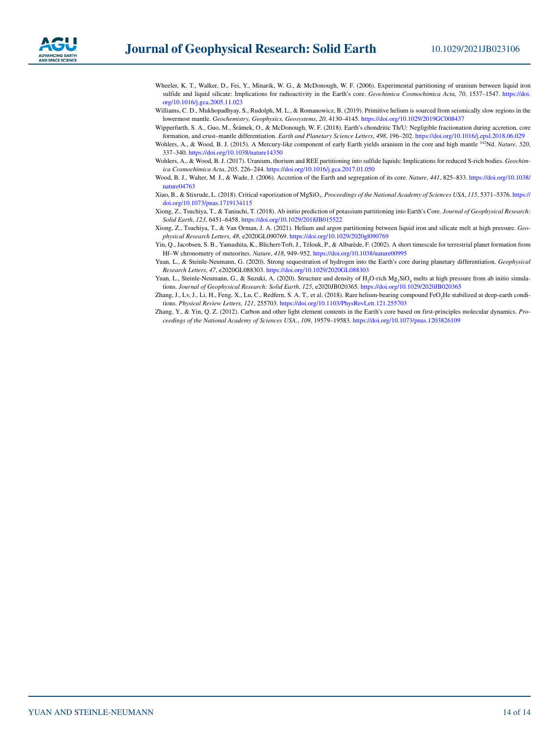Wheeler, K. T., Walker, D., Fei, Y., Minarik, W. G., & McDonough, W. F. (2006). Experimental partitioning of uranium between liquid iron sulfide and liquid silicate: Implications for radioactivity in the Earth's core. *Geochimica Cosmochimica Acta*, *70*, 1537–1547. https://doi.org/10.1016/j.gca.2005.11.023

Williams, C. D., Mukhopadhyay, S., Rudolph, M. L., & Romanowicz, B. (2019). Primitive helium is sourced from seismically slow regions in the lowermost mantle. *Geochemistry, Geophysics, Geosystems*, *20*, 4130–4145. https://doi.org/10.1029/2019GC008437

Wipperfurth, S. A., Guo, M., Šrámek, O., & McDonough, W. F. (2018). Earth's chondritic Th/U: Negligible fractionation during accretion, core formation, and crust–mantle differentiation. *Earth and Planetary Science Letters*, *498*, 196–202. https://doi.org/10.1016/j.epsl.2018.06.029

Wohlers, A., & Wood, B. J. (2015). A Mercury-like component of early Earth yields uranium in the core and high mantle $^{142}$Nd. *Nature*, *520*, 337–340. https://doi.org/10.1038/nature14350

Wohlers, A., & Wood, B. J. (2017). Uranium, thorium and REE partitioning into sulfide liquids: Implications for reduced S-rich bodies. *Geochimica Cosmochimica Acta*, *205*, 226–244. https://doi.org/10.1016/j.gca.2017.01.050

Wood, B. J., Walter, M. J., & Wade, J. (2006). Accretion of the Earth and segregation of its core. *Nature*, *441*, 825–833. https://doi.org/10.1038/nature04763

Xiao, B., & Stixrude, L. (2018). Critical vaporization of $MgSiO_3$. *Proceedings of the National Academy of Sciences USA*, *115*, 5371–5376. https://doi.org/10.1073/pnas.1719134115

Xiong, Z., Tsuchiya, T., & Taniuchi, T. (2018). Ab initio prediction of potassium partitioning into Earth's Core. *Journal of Geophysical Research: Solid Earth*, *123*, 6451–6458. https://doi.org/10.1029/2018JB015522

Xiong, Z., Tsuchiya, T., & Van Orman, J. A. (2021). Helium and argon partitioning between liquid iron and silicate melt at high pressure. *Geophysical Research Letters*, *48*, e2020GL090769. https://doi.org/10.1029/2020gl090769

Yin, Q., Jacobsen, S. B., Yamashita, K., Blichert-Toft, J., Télouk, P., & Albarède, F. (2002). A short timescale for terrestrial planet formation from Hf–W chronometry of meteorites. *Nature*, *418*, 949–952. https://doi.org/10.1038/nature00995

Yuan, L., & Steinle-Neumann, G. (2020). Strong sequestration of hydrogen into the Earth's core during planetary differentiation. *Geophysical Research Letters*, *47*, e2020GL088303. https://doi.org/10.1029/2020GL088303

Yuan, L., Steinle-Neumann, G., & Suzuki, A. (2020). Structure and density of $H_2O$-rich $Mg_2SiO_4$ melts at high pressure from ab initio simulations. *Journal of Geophysical Research: Solid Earth*, *125*, e2020JB020365. https://doi.org/10.1029/2020JB020365

Zhang, J., Lv, J., Li, H., Feng, X., Lu, C., Redfern, S. A. T., et al. (2018). Rare helium-bearing compound $FeO_2He$ stabilized at deep-earth conditions. *Physical Review Letters*, *121*, 255703. https://doi.org/10.1103/PhysRevLett.121.255703

Zhang, Y., & Yin, Q. Z. (2012). Carbon and other light element contents in the Earth's core based on first-principles molecular dynamics. *Proceedings of the National Academy of Sciences USA.*, *109*, 19579–19583. https://doi.org/10.1073/pnas.1203826109